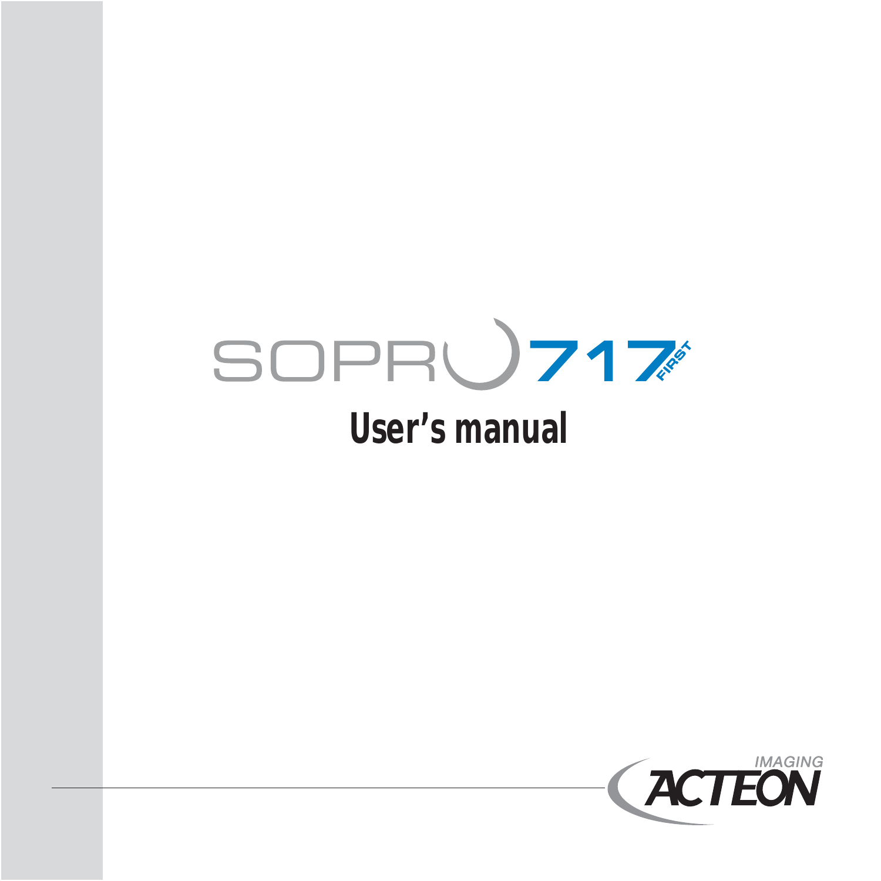# SOPRO 717 FIRST

## User's manual

IMAGING ACTEON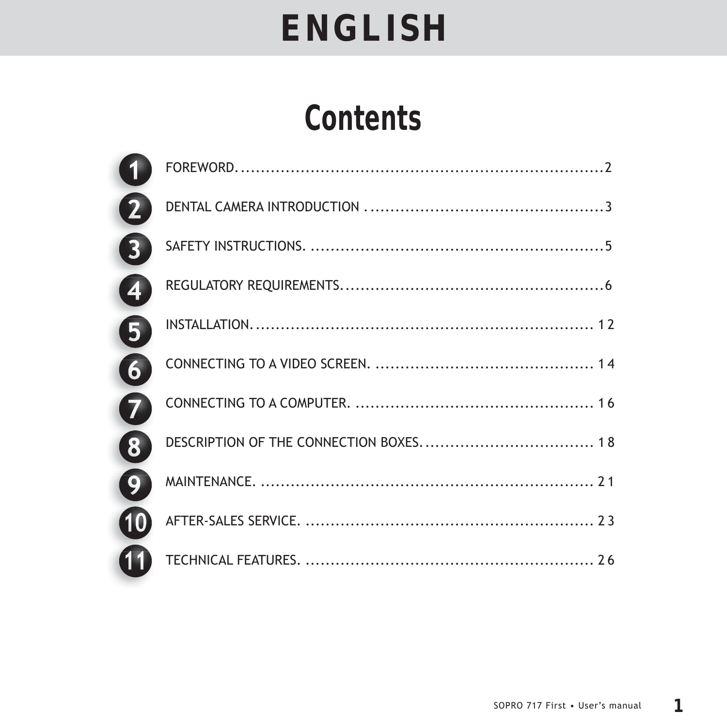# ENGLISH

## Contents

| | | |
|---|---|---|
| 1 | FOREWORD | 2 |
| 2 | DENTAL CAMERA INTRODUCTION | 3 |
| 3 | SAFETY INSTRUCTIONS. | 5 |
| 4 | REGULATORY REQUIREMENTS. | 6 |
| 5 | INSTALLATION. | 12 |
| 6 | CONNECTING TO A VIDEO SCREEN. | 14 |
| 7 | CONNECTING TO A COMPUTER. | 16 |
| 8 | DESCRIPTION OF THE CONNECTION BOXES. | 18 |
| 9 | MAINTENANCE. | 21 |
| 10 | AFTER-SALES SERVICE. | 23 |
| 11 | TECHNICAL FEATURES. | 26 |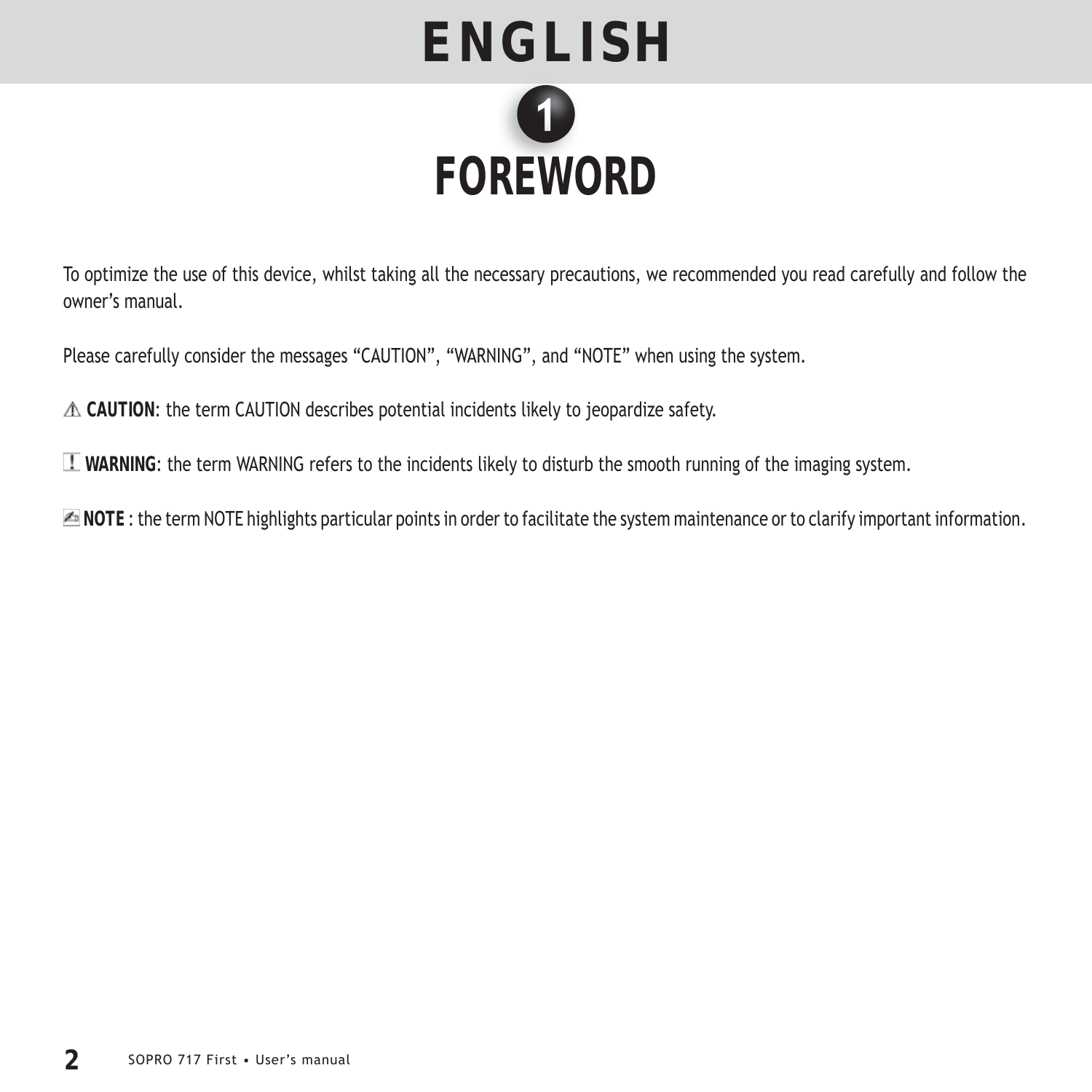# ENGLISH

## 1 FOREWORD

To optimize the use of this device, whilst taking all the necessary precautions, we recommended you read carefully and follow the owner's manual.

Please carefully consider the messages "CAUTION", "WARNING", and "NOTE" when using the system.

⚠ **CAUTION**: the term CAUTION describes potential incidents likely to jeopardize safety.

**WARNING**: the term WARNING refers to the incidents likely to disturb the smooth running of the imaging system.

**NOTE** : the term NOTE highlights particular points in order to facilitate the system maintenance or to clarify important information.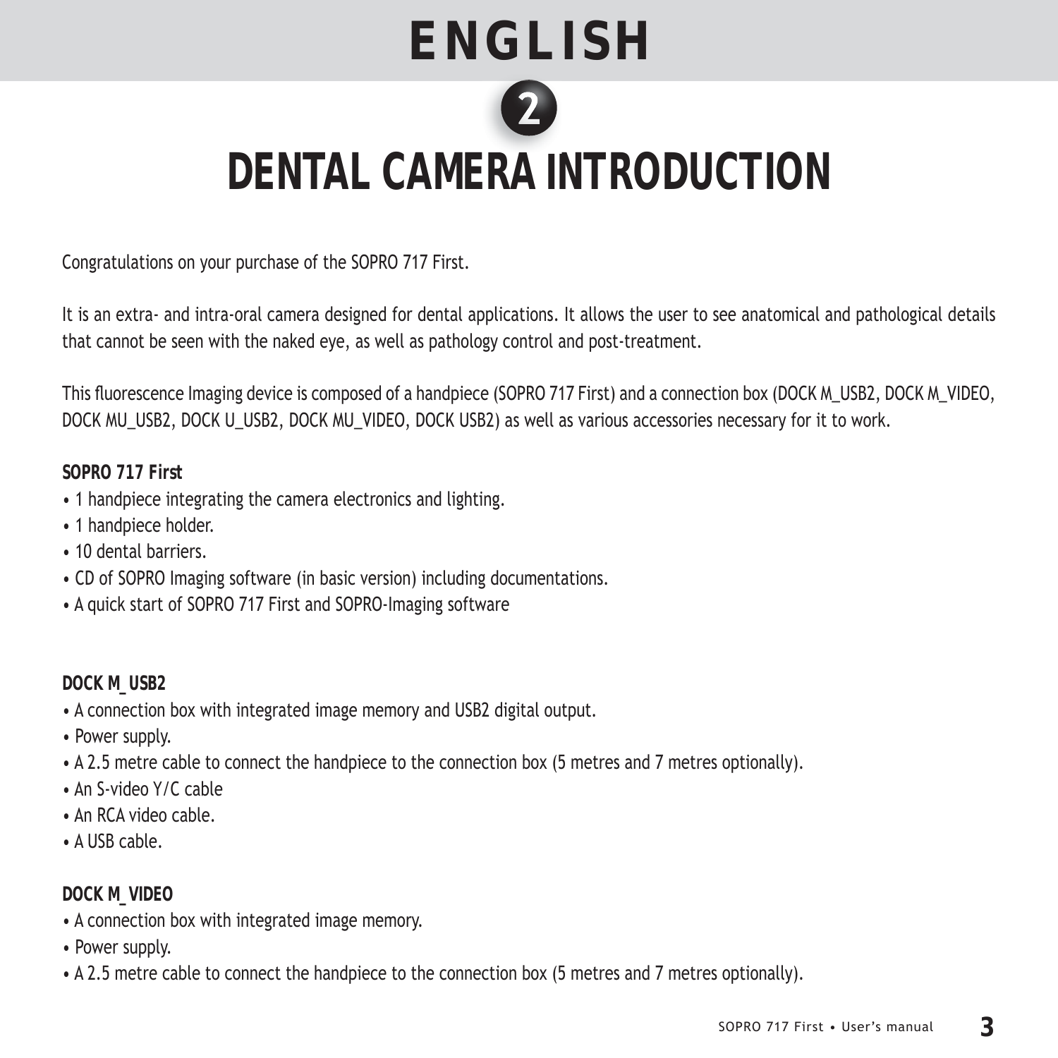# ENGLISH

## 2

# DENTAL CAMERA INTRODUCTION

Congratulations on your purchase of the SOPRO 717 First.

It is an extra- and intra-oral camera designed for dental applications. It allows the user to see anatomical and pathological details that cannot be seen with the naked eye, as well as pathology control and post-treatment.

This fluorescence Imaging device is composed of a handpiece (SOPRO 717 First) and a connection box (DOCK M_USB2, DOCK M_VIDEO, DOCK MU_USB2, DOCK U_USB2, DOCK MU_VIDEO, DOCK USB2) as well as various accessories necessary for it to work.

**SOPRO 717 First**

- 1 handpiece integrating the camera electronics and lighting.
- 1 handpiece holder.
- 10 dental barriers.
- CD of SOPRO Imaging software (in basic version) including documentations.
- A quick start of SOPRO 717 First and SOPRO-Imaging software

**DOCK M_USB2**

- A connection box with integrated image memory and USB2 digital output.
- Power supply.
- A 2.5 metre cable to connect the handpiece to the connection box (5 metres and 7 metres optionally).
- An S-video Y/C cable
- An RCA video cable.
- A USB cable.

**DOCK M_VIDEO**

- A connection box with integrated image memory.
- Power supply.
- A 2.5 metre cable to connect the handpiece to the connection box (5 metres and 7 metres optionally).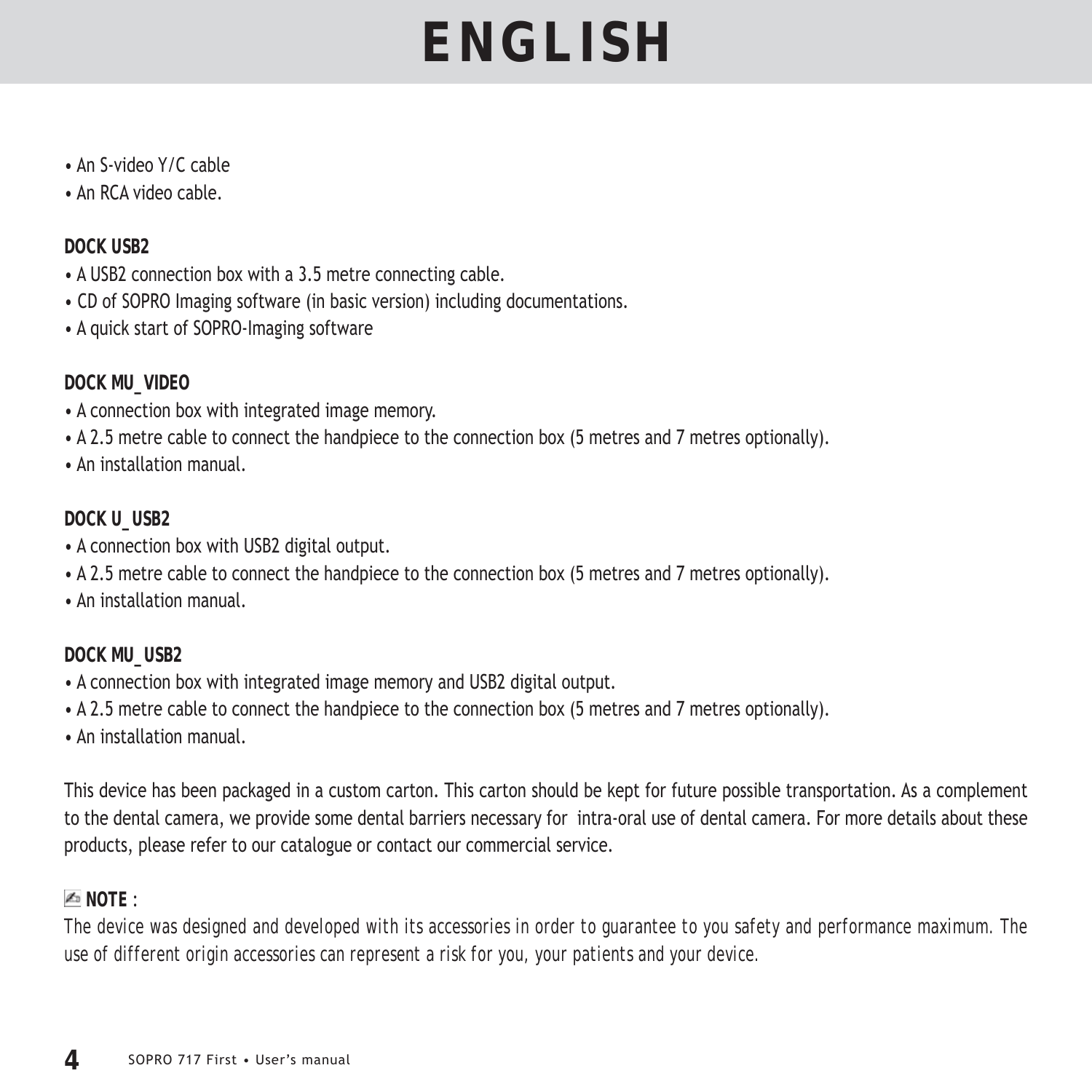# ENGLISH

- An S-video Y/C cable
- An RCA video cable.

**DOCK USB2**

- A USB2 connection box with a 3.5 metre connecting cable.
- CD of SOPRO Imaging software (in basic version) including documentations.
- A quick start of SOPRO-Imaging software

**DOCK MU_VIDEO**

- A connection box with integrated image memory.
- A 2.5 metre cable to connect the handpiece to the connection box (5 metres and 7 metres optionally).
- An installation manual.

**DOCK U_USB2**

- A connection box with USB2 digital output.
- A 2.5 metre cable to connect the handpiece to the connection box (5 metres and 7 metres optionally).
- An installation manual.

**DOCK MU_USB2**

- A connection box with integrated image memory and USB2 digital output.
- A 2.5 metre cable to connect the handpiece to the connection box (5 metres and 7 metres optionally).
- An installation manual.

This device has been packaged in a custom carton. This carton should be kept for future possible transportation. As a complement to the dental camera, we provide some dental barriers necessary for intra-oral use of dental camera. For more details about these products, please refer to our catalogue or contact our commercial service.

**NOTE** :

*The device was designed and developed with its accessories in order to guarantee to you safety and performance maximum. The use of different origin accessories can represent a risk for you, your patients and your device.*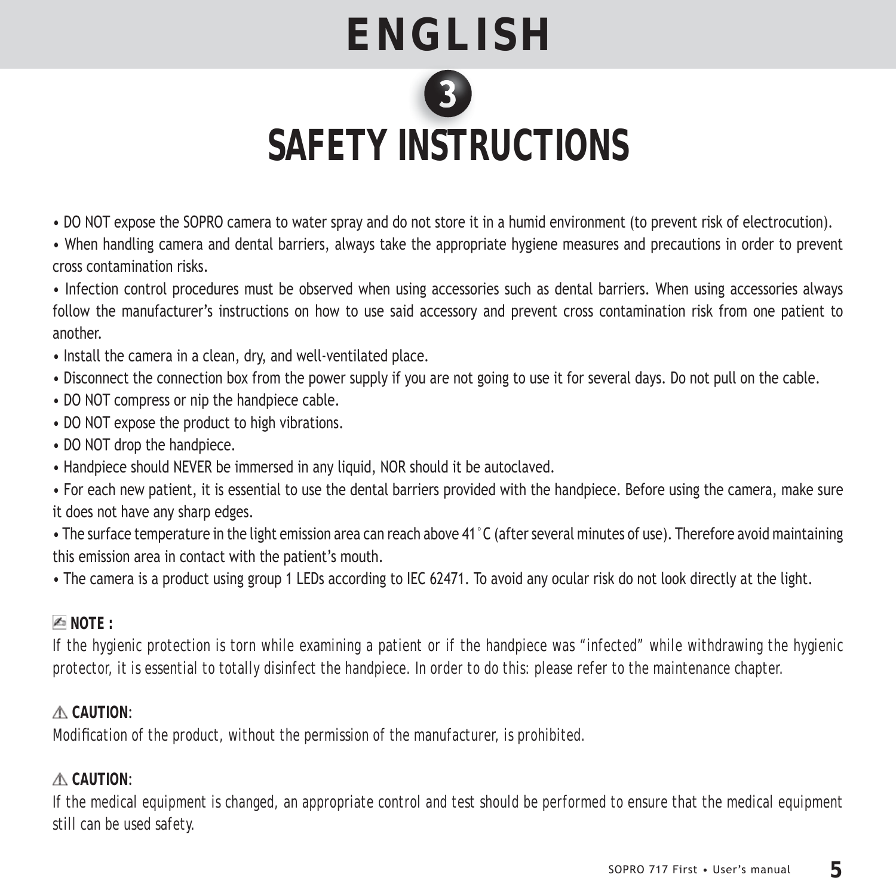# ENGLISH

## 3 SAFETY INSTRUCTIONS

- DO NOT expose the SOPRO camera to water spray and do not store it in a humid environment (to prevent risk of electrocution).
- When handling camera and dental barriers, always take the appropriate hygiene measures and precautions in order to prevent cross contamination risks.
- Infection control procedures must be observed when using accessories such as dental barriers. When using accessories always follow the manufacturer's instructions on how to use said accessory and prevent cross contamination risk from one patient to another.
- Install the camera in a clean, dry, and well-ventilated place.
- Disconnect the connection box from the power supply if you are not going to use it for several days. Do not pull on the cable.
- DO NOT compress or nip the handpiece cable.
- DO NOT expose the product to high vibrations.
- DO NOT drop the handpiece.
- Handpiece should NEVER be immersed in any liquid, NOR should it be autoclaved.
- For each new patient, it is essential to use the dental barriers provided with the handpiece. Before using the camera, make sure it does not have any sharp edges.
- The surface temperature in the light emission area can reach above 41°C (after several minutes of use). Therefore avoid maintaining this emission area in contact with the patient's mouth.
- The camera is a product using group 1 LEDs according to IEC 62471. To avoid any ocular risk do not look directly at the light.

**NOTE :**

*If the hygienic protection is torn while examining a patient or if the handpiece was "infected" while withdrawing the hygienic protector, it is essential to totally disinfect the handpiece. In order to do this: please refer to the maintenance chapter.*

⚠ **CAUTION**:

*Modification of the product, without the permission of the manufacturer, is prohibited.*

⚠ **CAUTION**:

*If the medical equipment is changed, an appropriate control and test should be performed to ensure that the medical equipment still can be used safety.*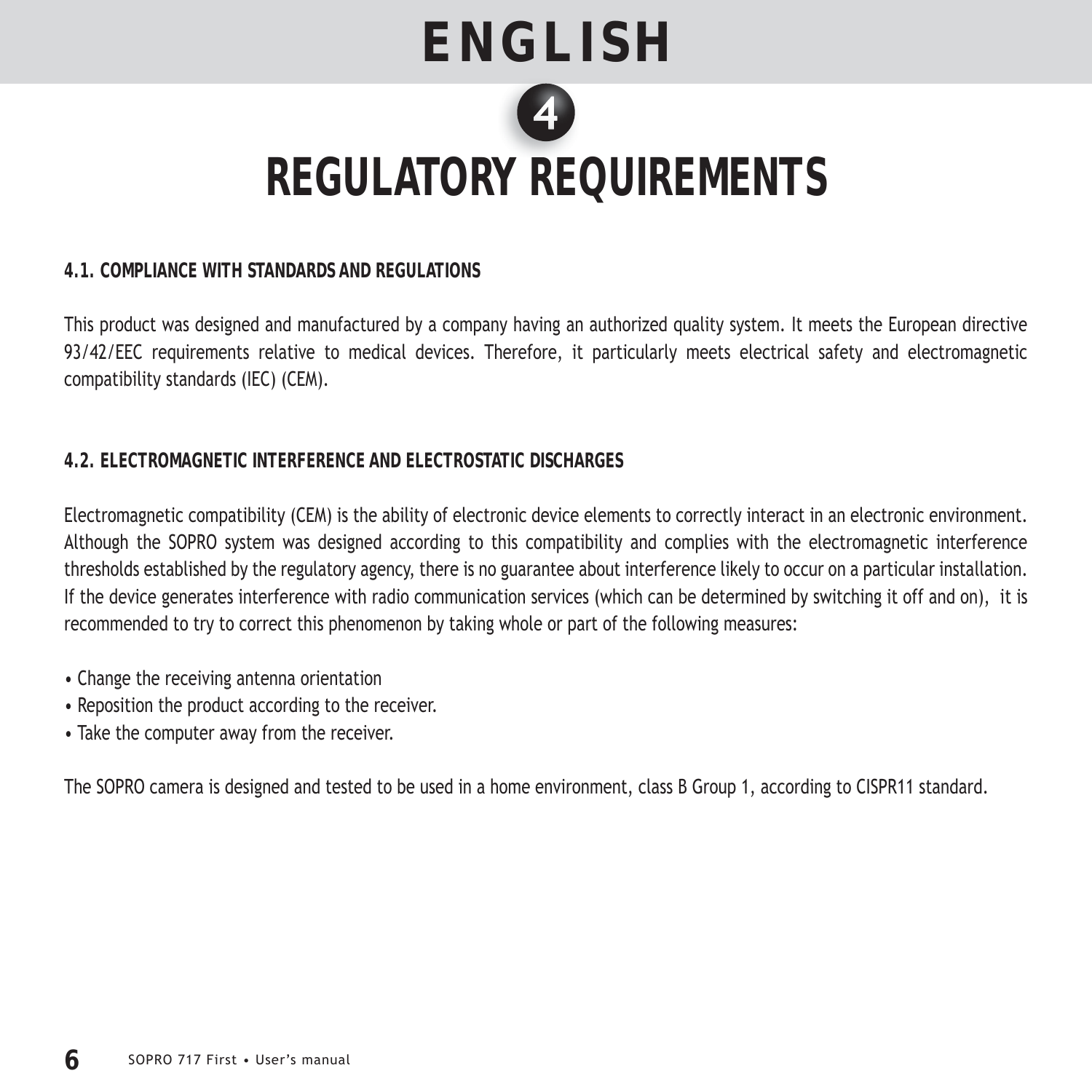# ENGLISH

**4**

# REGULATORY REQUIREMENTS

### 4.1. COMPLIANCE WITH STANDARDS AND REGULATIONS

This product was designed and manufactured by a company having an authorized quality system. It meets the European directive 93/42/EEC requirements relative to medical devices. Therefore, it particularly meets electrical safety and electromagnetic compatibility standards (IEC) (CEM).

### 4.2. ELECTROMAGNETIC INTERFERENCE AND ELECTROSTATIC DISCHARGES

Electromagnetic compatibility (CEM) is the ability of electronic device elements to correctly interact in an electronic environment. Although the SOPRO system was designed according to this compatibility and complies with the electromagnetic interference thresholds established by the regulatory agency, there is no guarantee about interference likely to occur on a particular installation. If the device generates interference with radio communication services (which can be determined by switching it off and on), it is recommended to try to correct this phenomenon by taking whole or part of the following measures:

- Change the receiving antenna orientation
- Reposition the product according to the receiver.
- Take the computer away from the receiver.

The SOPRO camera is designed and tested to be used in a home environment, class B Group 1, according to CISPR11 standard.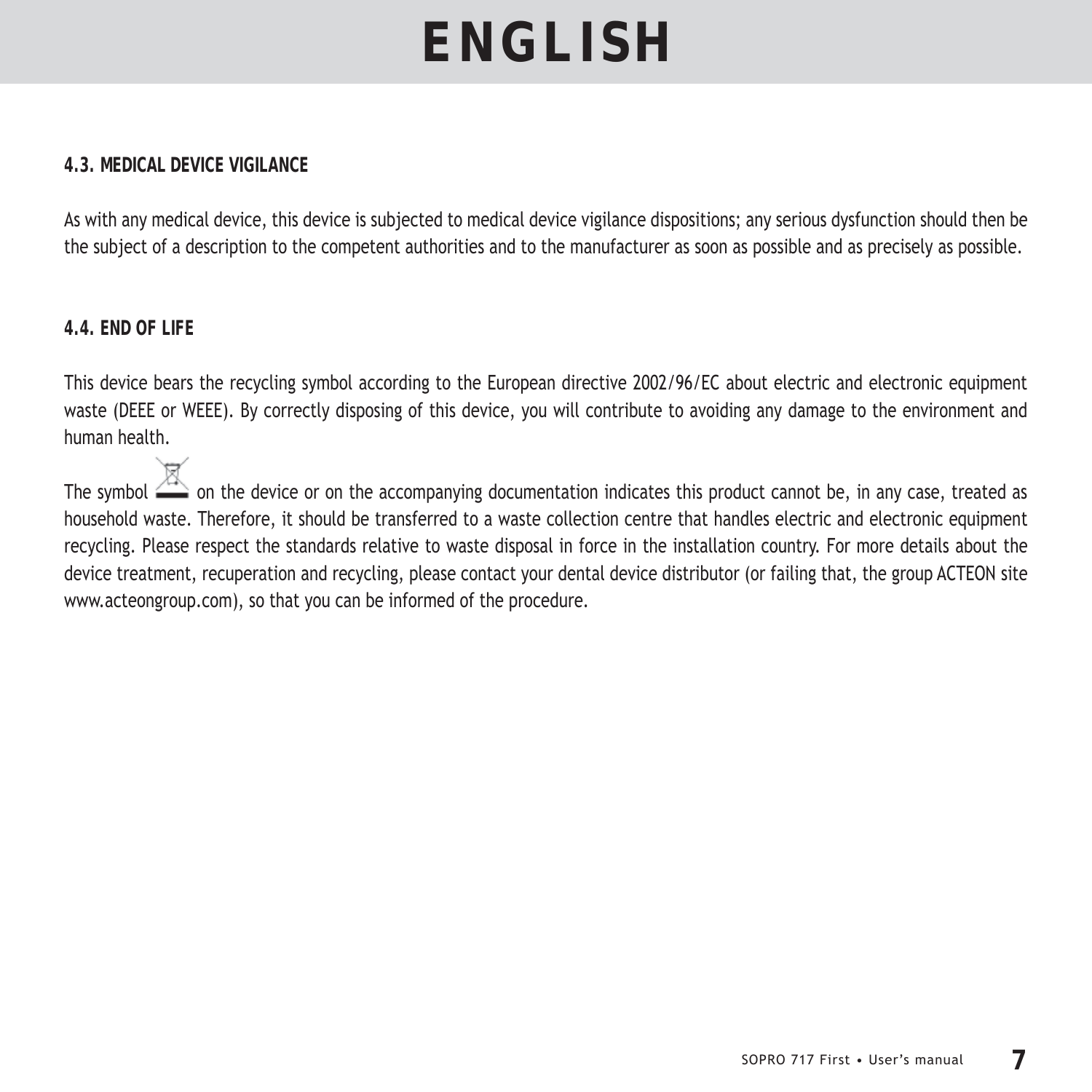# ENGLISH

### 4.3. MEDICAL DEVICE VIGILANCE

As with any medical device, this device is subjected to medical device vigilance dispositions; any serious dysfunction should then be the subject of a description to the competent authorities and to the manufacturer as soon as possible and as precisely as possible.

### 4.4. END OF LIFE

This device bears the recycling symbol according to the European directive 2002/96/EC about electric and electronic equipment waste (DEEE or WEEE). By correctly disposing of this device, you will contribute to avoiding any damage to the environment and human health.

The symbol on the device or on the accompanying documentation indicates this product cannot be, in any case, treated as household waste. Therefore, it should be transferred to a waste collection centre that handles electric and electronic equipment recycling. Please respect the standards relative to waste disposal in force in the installation country. For more details about the device treatment, recuperation and recycling, please contact your dental device distributor (or failing that, the group ACTEON site www.acteongroup.com), so that you can be informed of the procedure.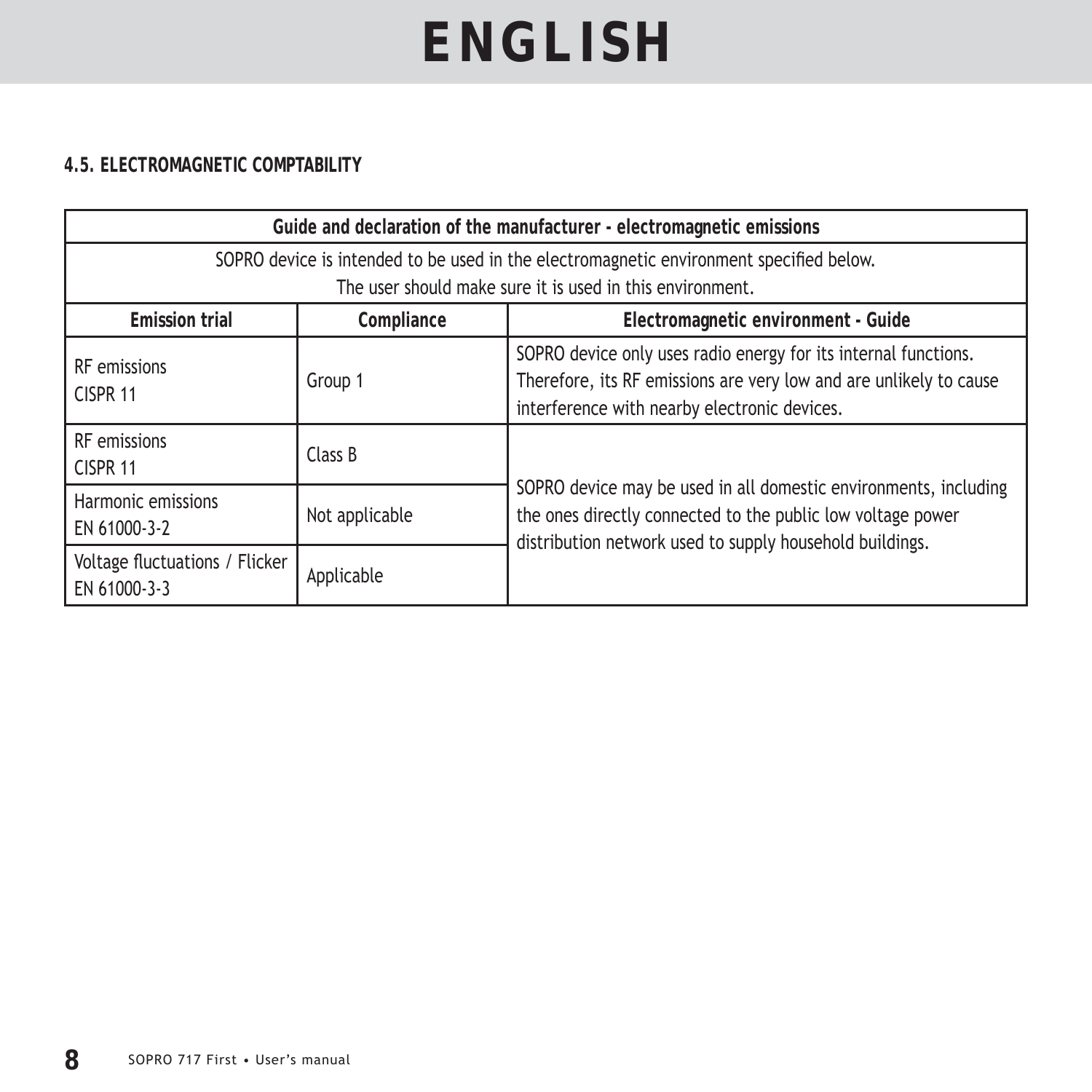# ENGLISH

### 4.5. ELECTROMAGNETIC COMPTABILITY

| Guide and declaration of the manufacturer - electromagnetic emissions | | |
|---|---|---|
| SOPRO device is intended to be used in the electromagnetic environment specified below. The user should make sure it is used in this environment. | | |
| **Emission trial** | **Compliance** | **Electromagnetic environment - Guide** |
| RF emissions CISPR 11 | Group 1 | SOPRO device only uses radio energy for its internal functions. Therefore, its RF emissions are very low and are unlikely to cause interference with nearby electronic devices. |
| RF emissions CISPR 11 | Class B | SOPRO device may be used in all domestic environments, including the ones directly connected to the public low voltage power distribution network used to supply household buildings. |
| Harmonic emissions EN 61000-3-2 | Not applicable | |
| Voltage fluctuations / Flicker EN 61000-3-3 | Applicable | |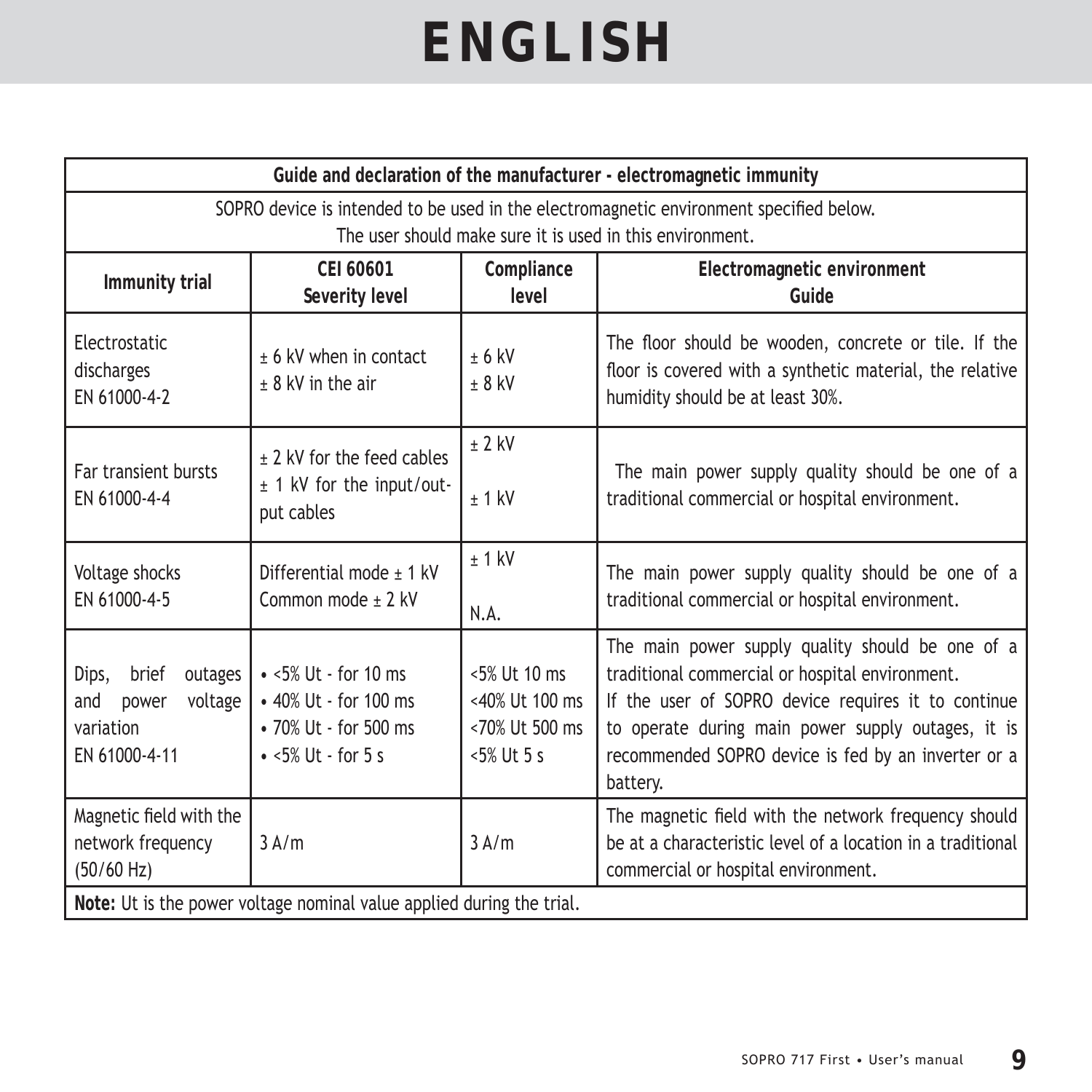# ENGLISH

| Guide and declaration of the manufacturer - electromagnetic immunity | | | |
|---|---|---|---|
| SOPRO device is intended to be used in the electromagnetic environment specified below. The user should make sure it is used in this environment. | | | |
| **Immunity trial** | **CEI 60601 Severity level** | **Compliance level** | **Electromagnetic environment Guide** |
| Electrostatic discharges EN 61000-4-2 | ± 6 kV when in contact<br>± 8 kV in the air | ± 6 kV<br>± 8 kV | The floor should be wooden, concrete or tile. If the floor is covered with a synthetic material, the relative humidity should be at least 30%. |
| Far transient bursts EN 61000-4-4 | ± 2 kV for the feed cables<br>± 1 kV for the input/output cables | ± 2 kV<br>± 1 kV | The main power supply quality should be one of a traditional commercial or hospital environment. |
| Voltage shocks EN 61000-4-5 | Differential mode ± 1 kV<br>Common mode ± 2 kV | ± 1 kV<br>N.A. | The main power supply quality should be one of a traditional commercial or hospital environment. |
| Dips, brief outages and power voltage variation EN 61000-4-11 | • <5% Ut - for 10 ms<br>• 40% Ut - for 100 ms<br>• 70% Ut - for 500 ms<br>• <5% Ut - for 5 s | <5% Ut 10 ms<br><40% Ut 100 ms<br><70% Ut 500 ms<br><5% Ut 5 s | The main power supply quality should be one of a traditional commercial or hospital environment.<br>If the user of SOPRO device requires it to continue to operate during main power supply outages, it is recommended SOPRO device is fed by an inverter or a battery. |
| Magnetic field with the network frequency (50/60 Hz) | 3 A/m | 3 A/m | The magnetic field with the network frequency should be at a characteristic level of a location in a traditional commercial or hospital environment. |
| **Note:** Ut is the power voltage nominal value applied during the trial. | | | |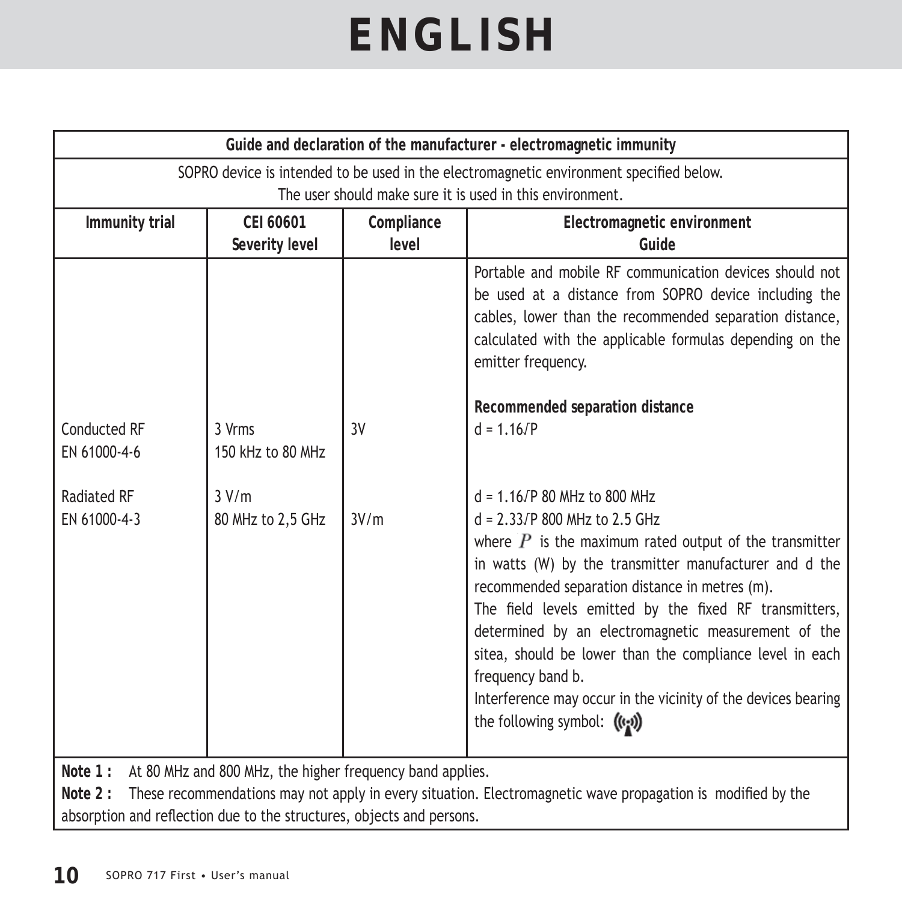# ENGLISH

| Guide and declaration of the manufacturer - electromagnetic immunity | | | |
|---|---|---|---|
| SOPRO device is intended to be used in the electromagnetic environment specified below. The user should make sure it is used in this environment. | | | |
| **Immunity trial** | **CEI 60601 Severity level** | **Compliance level** | **Electromagnetic environment Guide** |
| | | | Portable and mobile RF communication devices should not be used at a distance from SOPRO device including the cables, lower than the recommended separation distance, calculated with the applicable formulas depending on the emitter frequency. |
| Conducted RF<br>EN 61000-4-6 | 3 Vrms<br>150 kHz to 80 MHz | 3V | **Recommended separation distance**<br>$d = 1.16\sqrt{P}$ |
| Radiated RF<br>EN 61000-4-3 | 3 V/m<br>80 MHz to 2,5 GHz | 3V/m | $d = 1.16\sqrt{P}$ 80 MHz to 800 MHz<br>$d = 2.33\sqrt{P}$ 800 MHz to 2.5 GHz<br>where $P$ is the maximum rated output of the transmitter in watts (W) by the transmitter manufacturer and d the recommended separation distance in metres (m).<br>The field levels emitted by the fixed RF transmitters, determined by an electromagnetic measurement of the sitea, should be lower than the compliance level in each frequency band b.<br>Interference may occur in the vicinity of the devices bearing the following symbol: |

**Note 1 :** At 80 MHz and 800 MHz, the higher frequency band applies.

**Note 2 :** These recommendations may not apply in every situation. Electromagnetic wave propagation is modified by the absorption and reflection due to the structures, objects and persons.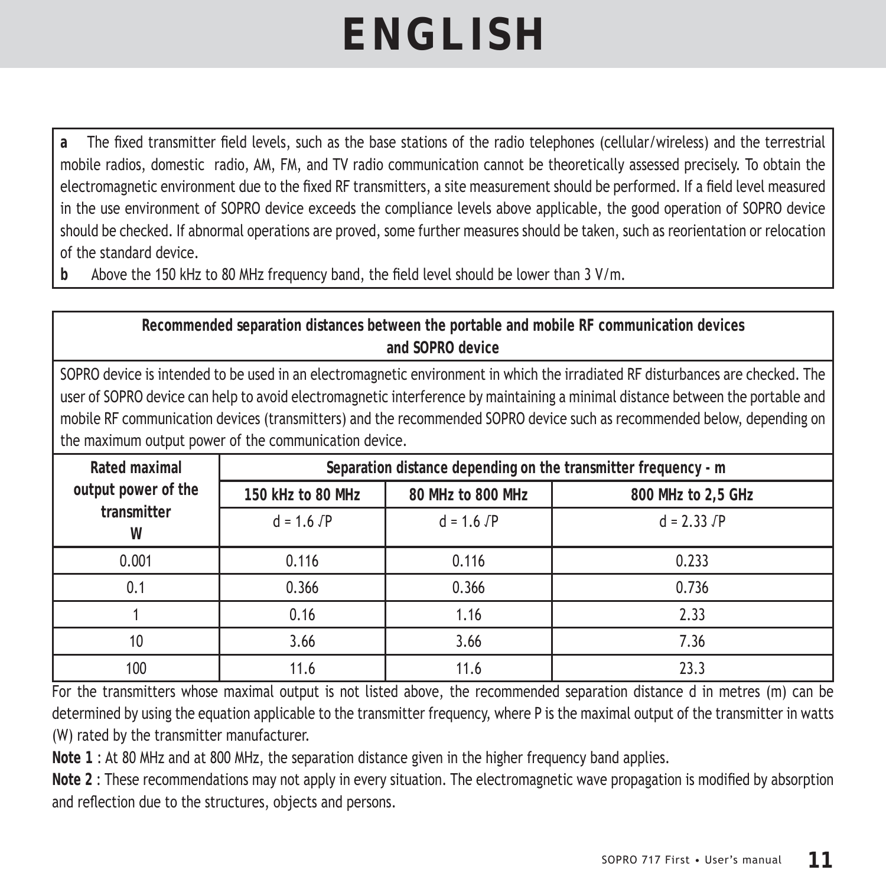# ENGLISH

**a** The fixed transmitter field levels, such as the base stations of the radio telephones (cellular/wireless) and the terrestrial mobile radios, domestic radio, AM, FM, and TV radio communication cannot be theoretically assessed precisely. To obtain the electromagnetic environment due to the fixed RF transmitters, a site measurement should be performed. If a field level measured in the use environment of SOPRO device exceeds the compliance levels above applicable, the good operation of SOPRO device should be checked. If abnormal operations are proved, some further measures should be taken, such as reorientation or relocation of the standard device.

**b** Above the 150 kHz to 80 MHz frequency band, the field level should be lower than 3 V/m.

**Recommended separation distances between the portable and mobile RF communication devices and SOPRO device**

SOPRO device is intended to be used in an electromagnetic environment in which the irradiated RF disturbances are checked. The user of SOPRO device can help to avoid electromagnetic interference by maintaining a minimal distance between the portable and mobile RF communication devices (transmitters) and the recommended SOPRO device such as recommended below, depending on the maximum output power of the communication device.

| **Rated maximal output power of the transmitter W** | **Separation distance depending on the transmitter frequency - m** | | |
|---|---|---|---|
| | **150 kHz to 80 MHz** | **80 MHz to 800 MHz** | **800 MHz to 2,5 GHz** |
| | $d = 1.6 \sqrt{P}$ | $d = 1.6 \sqrt{P}$ | $d = 2.33 \sqrt{P}$ |
| 0.001 | 0.116 | 0.116 | 0.233 |
| 0.1 | 0.366 | 0.366 | 0.736 |
| 1 | 0.16 | 1.16 | 2.33 |
| 10 | 3.66 | 3.66 | 7.36 |
| 100 | 11.6 | 11.6 | 23.3 |

For the transmitters whose maximal output is not listed above, the recommended separation distance d in metres (m) can be determined by using the equation applicable to the transmitter frequency, where P is the maximal output of the transmitter in watts (W) rated by the transmitter manufacturer.

**Note 1** : At 80 MHz and at 800 MHz, the separation distance given in the higher frequency band applies.

**Note 2** : These recommendations may not apply in every situation. The electromagnetic wave propagation is modified by absorption and reflection due to the structures, objects and persons.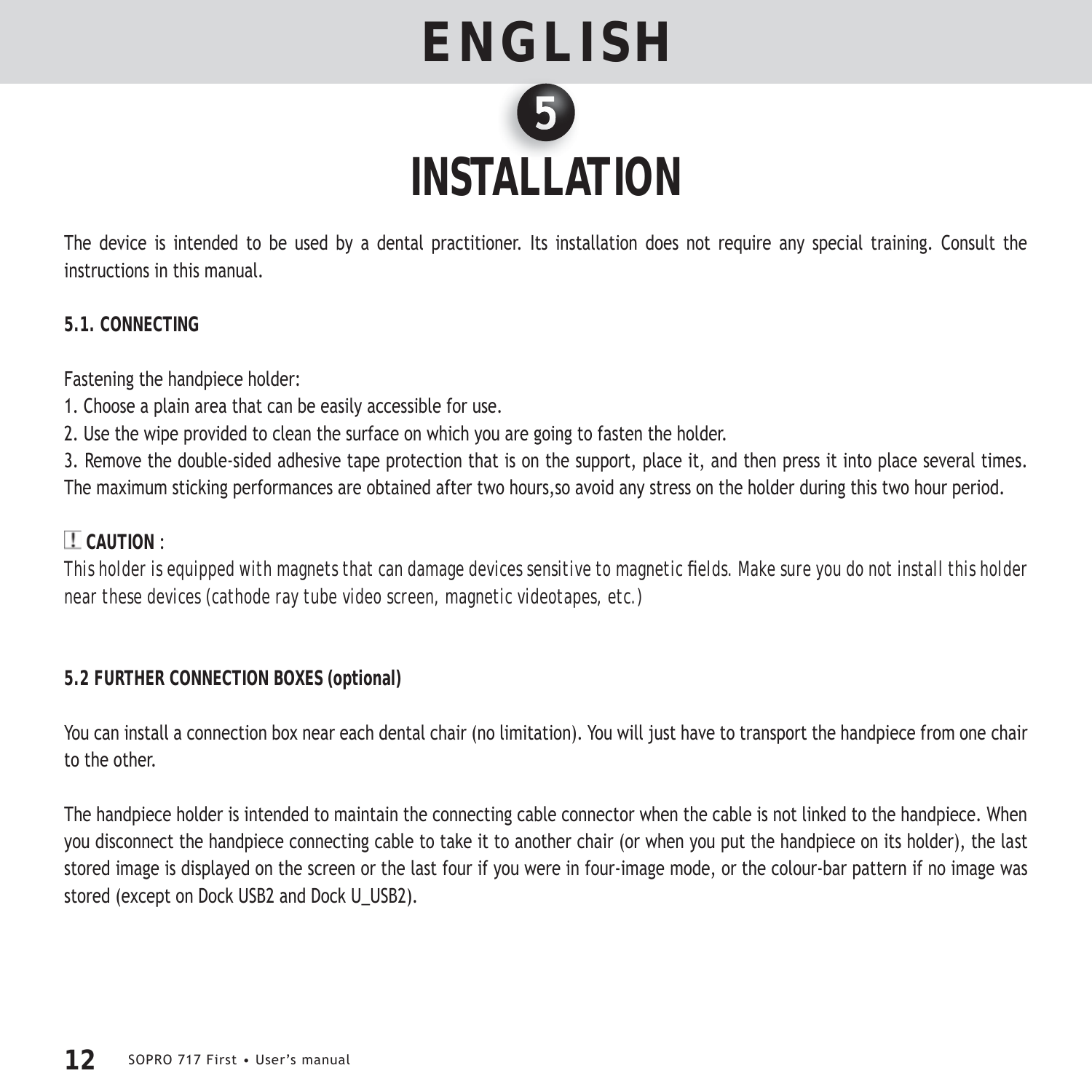# ENGLISH

## 5 INSTALLATION

The device is intended to be used by a dental practitioner. Its installation does not require any special training. Consult the instructions in this manual.

### 5.1. CONNECTING

Fastening the handpiece holder:

1. Choose a plain area that can be easily accessible for use.
2. Use the wipe provided to clean the surface on which you are going to fasten the holder.
3. Remove the double-sided adhesive tape protection that is on the support, place it, and then press it into place several times. The maximum sticking performances are obtained after two hours,so avoid any stress on the holder during this two hour period.

**CAUTION** :

*This holder is equipped with magnets that can damage devices sensitive to magnetic fields. Make sure you do not install this holder near these devices (cathode ray tube video screen, magnetic videotapes, etc.)*

### 5.2 FURTHER CONNECTION BOXES (optional)

You can install a connection box near each dental chair (no limitation). You will just have to transport the handpiece from one chair to the other.

The handpiece holder is intended to maintain the connecting cable connector when the cable is not linked to the handpiece. When you disconnect the handpiece connecting cable to take it to another chair (or when you put the handpiece on its holder), the last stored image is displayed on the screen or the last four if you were in four-image mode, or the colour-bar pattern if no image was stored (except on Dock USB2 and Dock U_USB2).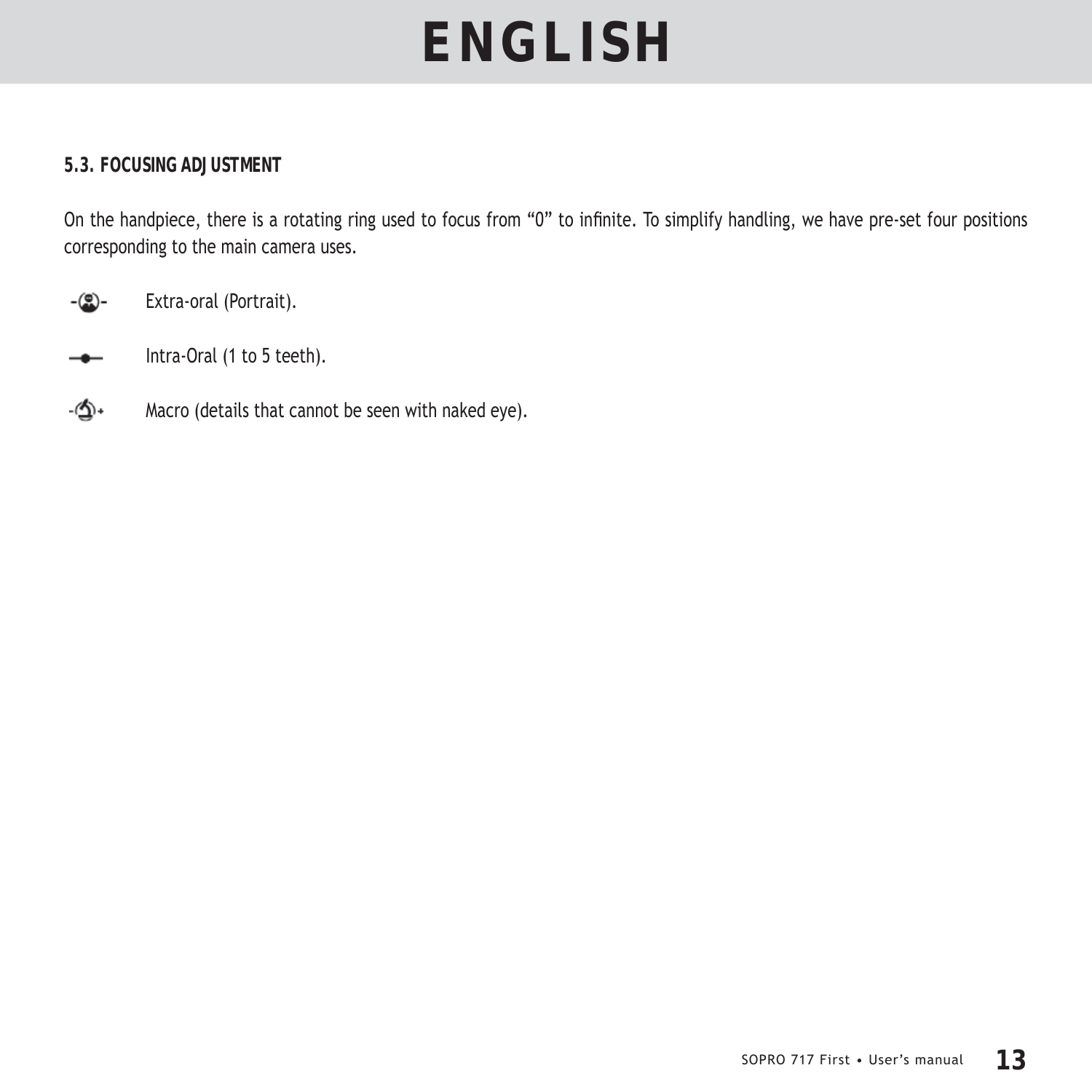### 5.3. FOCUSING ADJUSTMENT

On the handpiece, there is a rotating ring used to focus from “0” to infinite. To simplify handling, we have pre-set four positions corresponding to the main camera uses.

- Extra-oral (Portrait).
- Intra-Oral (1 to 5 teeth).
- Macro (details that cannot be seen with naked eye).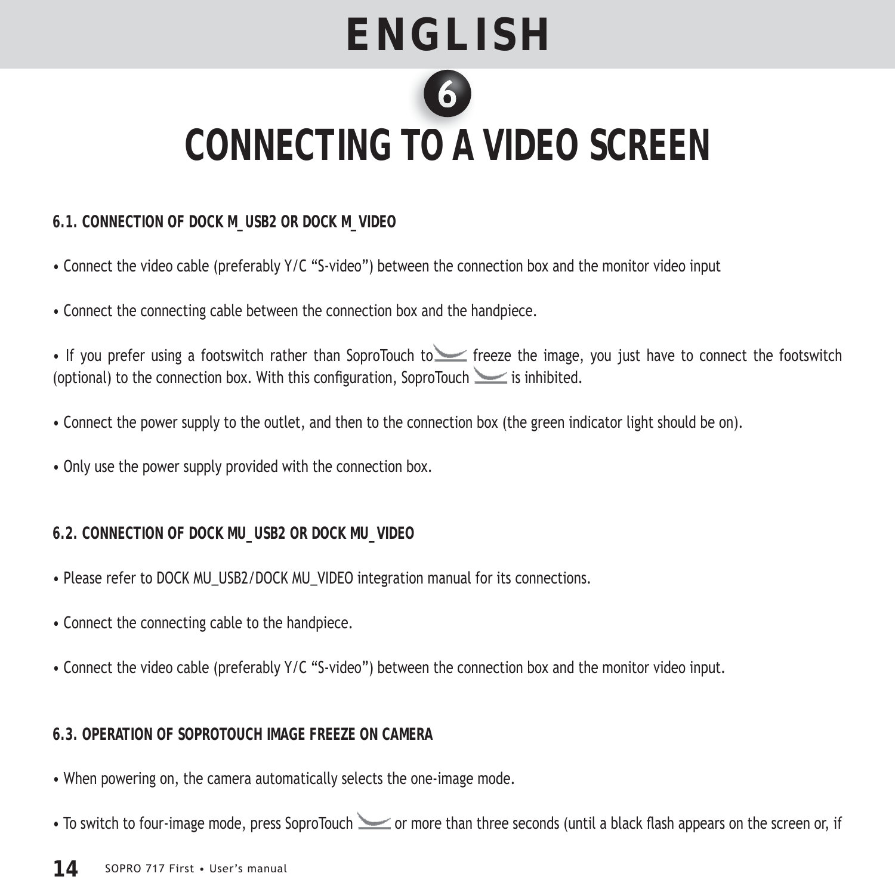# ENGLISH

## 6 CONNECTING TO A VIDEO SCREEN

### 6.1. CONNECTION OF DOCK M_USB2 OR DOCK M_VIDEO

• Connect the video cable (preferably Y/C "S-video") between the connection box and the monitor video input

• Connect the connecting cable between the connection box and the handpiece.

• If you prefer using a footswitch rather than SoproTouch to freeze the image, you just have to connect the footswitch (optional) to the connection box. With this configuration, SoproTouch is inhibited.

• Connect the power supply to the outlet, and then to the connection box (the green indicator light should be on).

• Only use the power supply provided with the connection box.

### 6.2. CONNECTION OF DOCK MU_USB2 OR DOCK MU_VIDEO

• Please refer to DOCK MU_USB2/DOCK MU_VIDEO integration manual for its connections.

• Connect the connecting cable to the handpiece.

• Connect the video cable (preferably Y/C "S-video") between the connection box and the monitor video input.

### 6.3. OPERATION OF SOPROTOUCH IMAGE FREEZE ON CAMERA

• When powering on, the camera automatically selects the one-image mode.

• To switch to four-image mode, press SoproTouch or more than three seconds (until a black flash appears on the screen or, if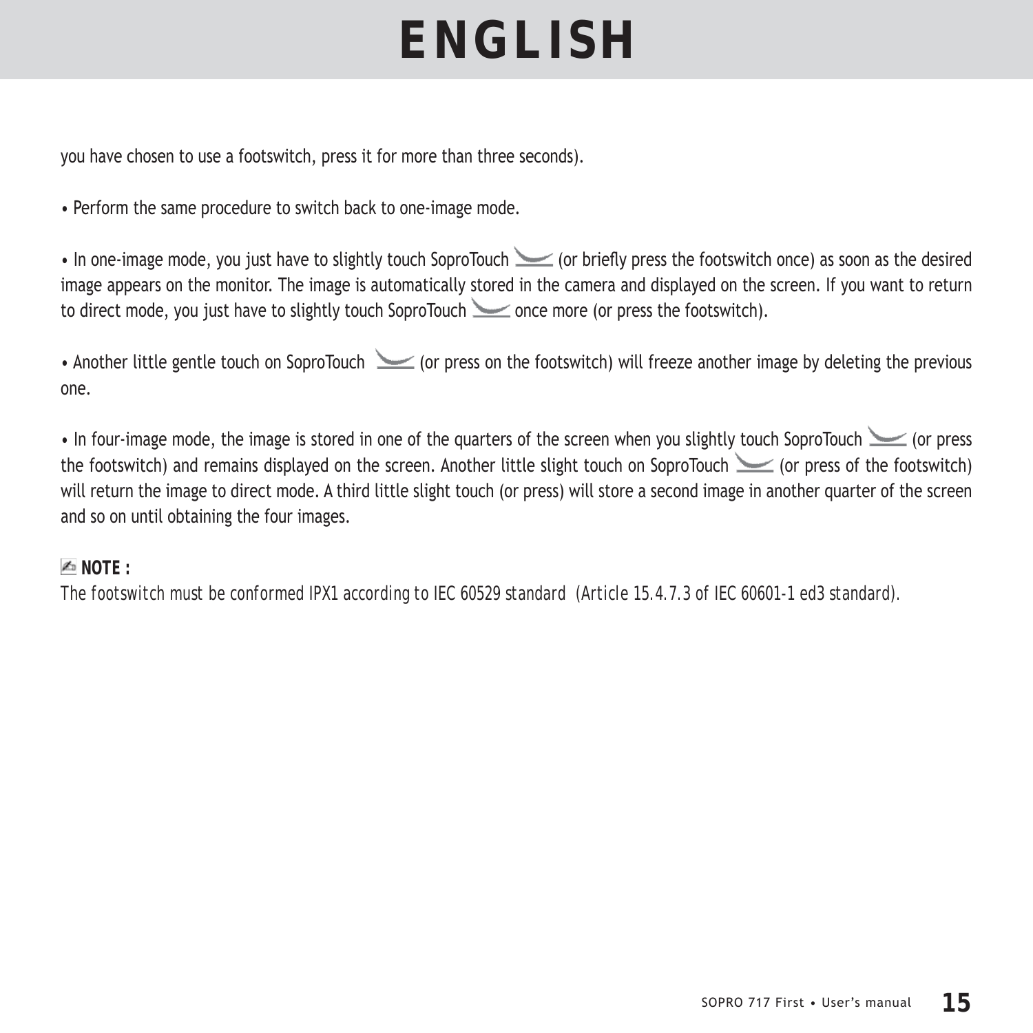you have chosen to use a footswitch, press it for more than three seconds).

• Perform the same procedure to switch back to one-image mode.

• In one-image mode, you just have to slightly touch SoproTouch (or briefly press the footswitch once) as soon as the desired image appears on the monitor. The image is automatically stored in the camera and displayed on the screen. If you want to return to direct mode, you just have to slightly touch SoproTouch once more (or press the footswitch).

• Another little gentle touch on SoproTouch (or press on the footswitch) will freeze another image by deleting the previous one.

• In four-image mode, the image is stored in one of the quarters of the screen when you slightly touch SoproTouch (or press the footswitch) and remains displayed on the screen. Another little slight touch on SoproTouch (or press of the footswitch) will return the image to direct mode. A third little slight touch (or press) will store a second image in another quarter of the screen and so on until obtaining the four images.

**NOTE :**
*The footswitch must be conformed IPX1 according to IEC 60529 standard (Article 15.4.7.3 of IEC 60601-1 ed3 standard).*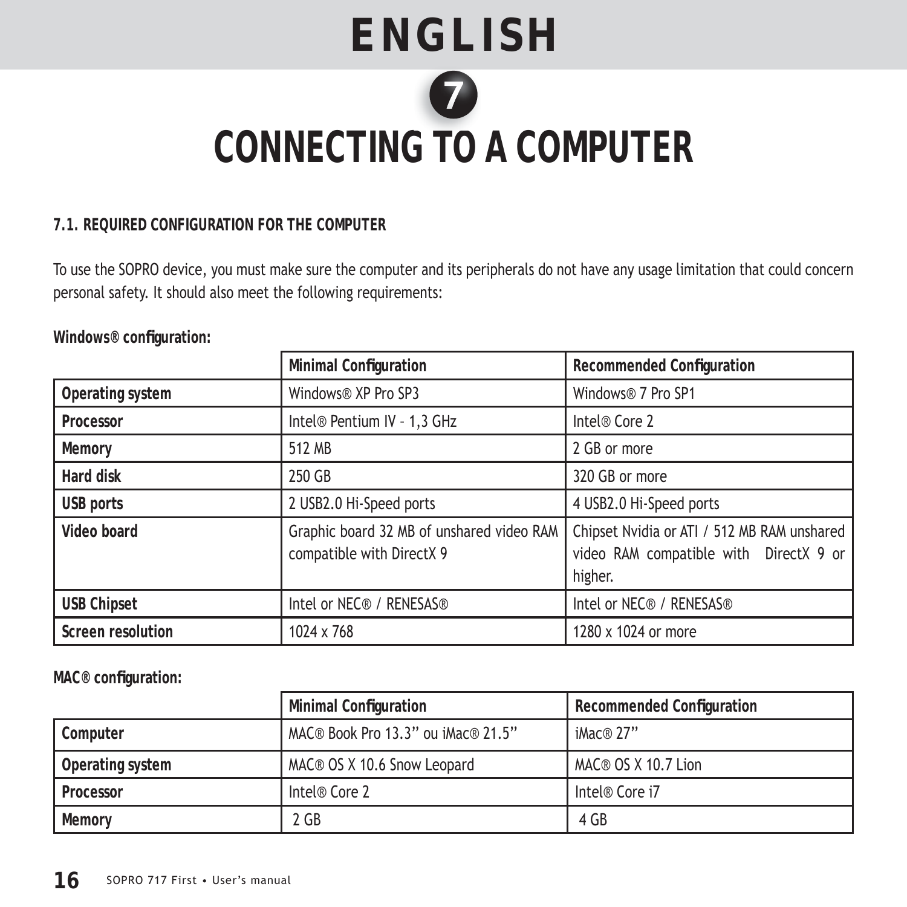# ENGLISH

# 7 CONNECTING TO A COMPUTER

### 7.1. REQUIRED CONFIGURATION FOR THE COMPUTER

To use the SOPRO device, you must make sure the computer and its peripherals do not have any usage limitation that could concern personal safety. It should also meet the following requirements:

**Windows® configuration:**

| | Minimal Configuration | Recommended Configuration |
|---|---|---|
| **Operating system** | Windows® XP Pro SP3 | Windows® 7 Pro SP1 |
| **Processor** | Intel® Pentium IV – 1,3 GHz | Intel® Core 2 |
| **Memory** | 512 MB | 2 GB or more |
| **Hard disk** | 250 GB | 320 GB or more |
| **USB ports** | 2 USB2.0 Hi-Speed ports | 4 USB2.0 Hi-Speed ports |
| **Video board** | Graphic board 32 MB of unshared video RAM compatible with DirectX 9 | Chipset Nvidia or ATI / 512 MB RAM unshared video RAM compatible with DirectX 9 or higher. |
| **USB Chipset** | Intel or NEC® / RENESAS® | Intel or NEC® / RENESAS® |
| **Screen resolution** | 1024 x 768 | 1280 x 1024 or more |

**MAC® configuration:**

| | Minimal Configuration | Recommended Configuration |
|---|---|---|
| **Computer** | MAC® Book Pro 13.3” ou iMac® 21.5” | iMac® 27” |
| **Operating system** | MAC® OS X 10.6 Snow Leopard | MAC® OS X 10.7 Lion |
| **Processor** | Intel® Core 2 | Intel® Core i7 |
| **Memory** | 2 GB | 4 GB |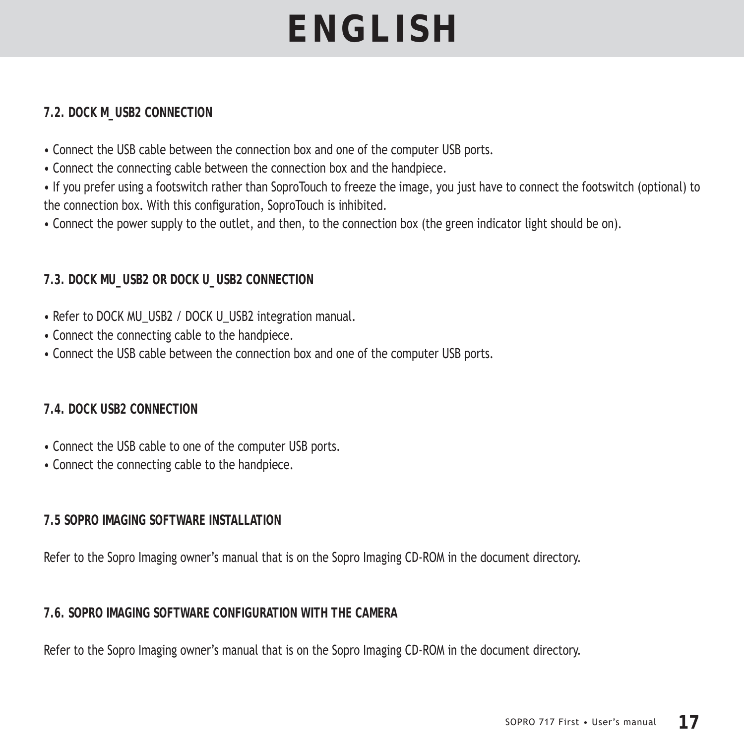### 7.2. DOCK M_USB2 CONNECTION

- Connect the USB cable between the connection box and one of the computer USB ports.
- Connect the connecting cable between the connection box and the handpiece.
- If you prefer using a footswitch rather than SoproTouch to freeze the image, you just have to connect the footswitch (optional) to the connection box. With this configuration, SoproTouch is inhibited.
- Connect the power supply to the outlet, and then, to the connection box (the green indicator light should be on).

### 7.3. DOCK MU_USB2 OR DOCK U_USB2 CONNECTION

- Refer to DOCK MU_USB2 / DOCK U_USB2 integration manual.
- Connect the connecting cable to the handpiece.
- Connect the USB cable between the connection box and one of the computer USB ports.

### 7.4. DOCK USB2 CONNECTION

- Connect the USB cable to one of the computer USB ports.
- Connect the connecting cable to the handpiece.

### 7.5 SOPRO IMAGING SOFTWARE INSTALLATION

Refer to the Sopro Imaging owner's manual that is on the Sopro Imaging CD-ROM in the document directory.

### 7.6. SOPRO IMAGING SOFTWARE CONFIGURATION WITH THE CAMERA

Refer to the Sopro Imaging owner's manual that is on the Sopro Imaging CD-ROM in the document directory.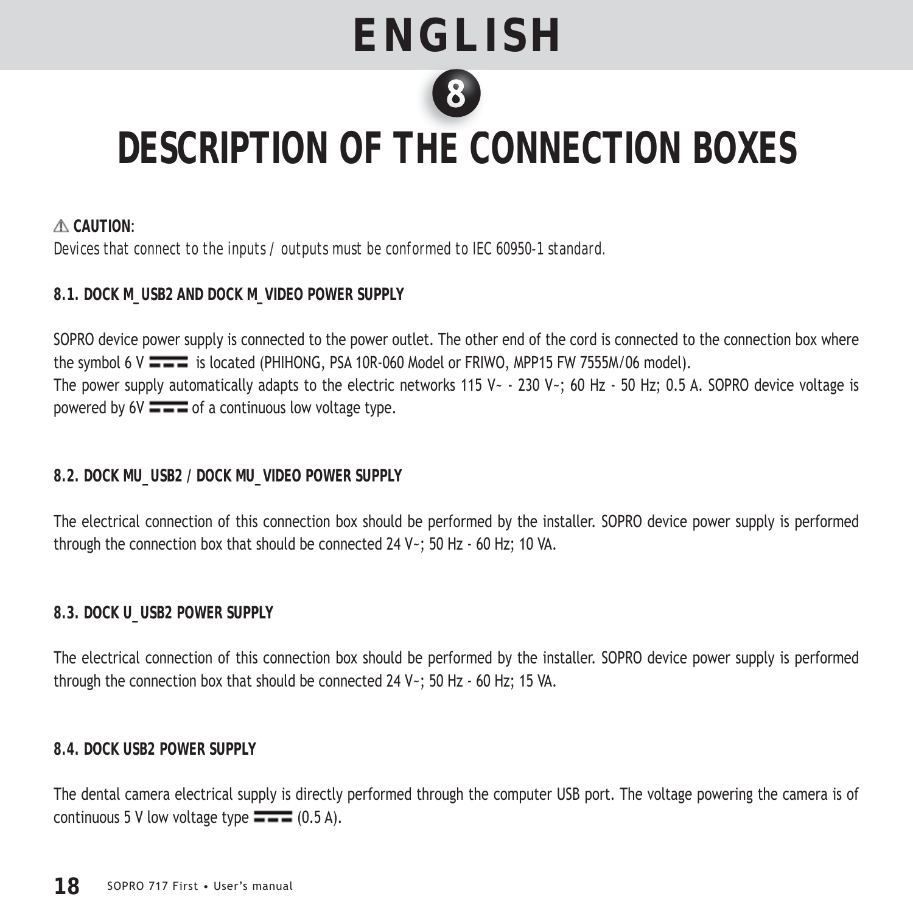# 8

# DESCRIPTION OF THE CONNECTION BOXES

⚠ **CAUTION**:
*Devices that connect to the inputs / outputs must be conformed to IEC 60950-1 standard.*

### 8.1. DOCK M_USB2 AND DOCK M_VIDEO POWER SUPPLY

SOPRO device power supply is connected to the power outlet. The other end of the cord is connected to the connection box where the symbol 6 V ⎓ is located (PHIHONG, PSA 10R-060 Model or FRIWO, MPP15 FW 7555M/06 model).
The power supply automatically adapts to the electric networks 115 V~ - 230 V~; 60 Hz - 50 Hz; 0.5 A. SOPRO device voltage is powered by 6V ⎓ of a continuous low voltage type.

### 8.2. DOCK MU_USB2 / DOCK MU_VIDEO POWER SUPPLY

The electrical connection of this connection box should be performed by the installer. SOPRO device power supply is performed through the connection box that should be connected 24 V~; 50 Hz - 60 Hz; 10 VA.

### 8.3. DOCK U_USB2 POWER SUPPLY

The electrical connection of this connection box should be performed by the installer. SOPRO device power supply is performed through the connection box that should be connected 24 V~; 50 Hz - 60 Hz; 15 VA.

### 8.4. DOCK USB2 POWER SUPPLY

The dental camera electrical supply is directly performed through the computer USB port. The voltage powering the camera is of continuous 5 V low voltage type ⎓ (0.5 A).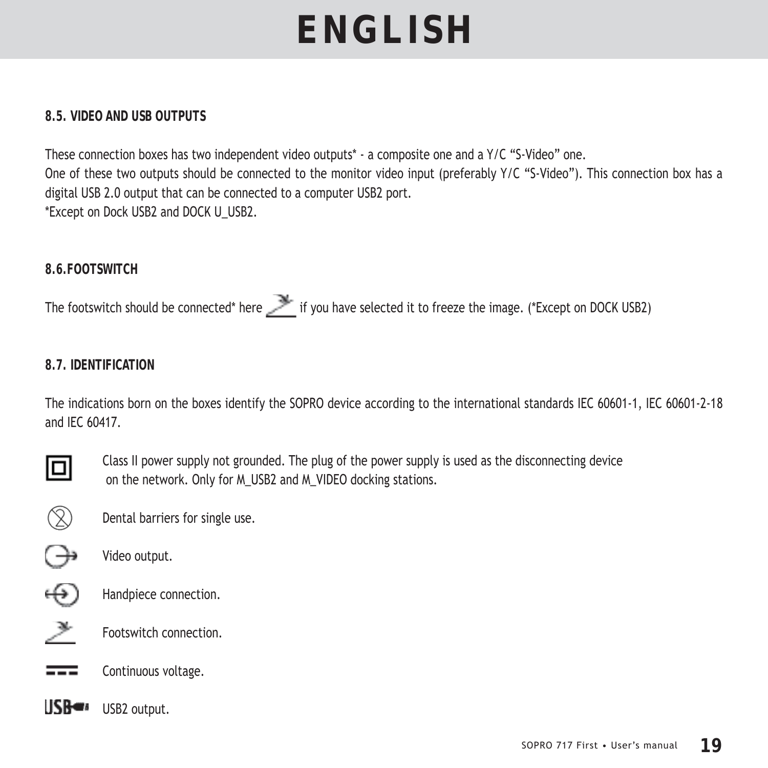# ENGLISH

### 8.5. VIDEO AND USB OUTPUTS

These connection boxes has two independent video outputs* - a composite one and a Y/C "S-Video" one.
One of these two outputs should be connected to the monitor video input (preferably Y/C "S-Video"). This connection box has a digital USB 2.0 output that can be connected to a computer USB2 port.
*Except on Dock USB2 and DOCK U_USB2.

### 8.6.FOOTSWITCH

The footswitch should be connected* here if you have selected it to freeze the image. (*Except on DOCK USB2)

### 8.7. IDENTIFICATION

The indications born on the boxes identify the SOPRO device according to the international standards IEC 60601-1, IEC 60601-2-18 and IEC 60417.

Class II power supply not grounded. The plug of the power supply is used as the disconnecting device on the network. Only for M_USB2 and M_VIDEO docking stations.

Dental barriers for single use.

Video output.

Handpiece connection.

Footswitch connection.

Continuous voltage.

USB2 output.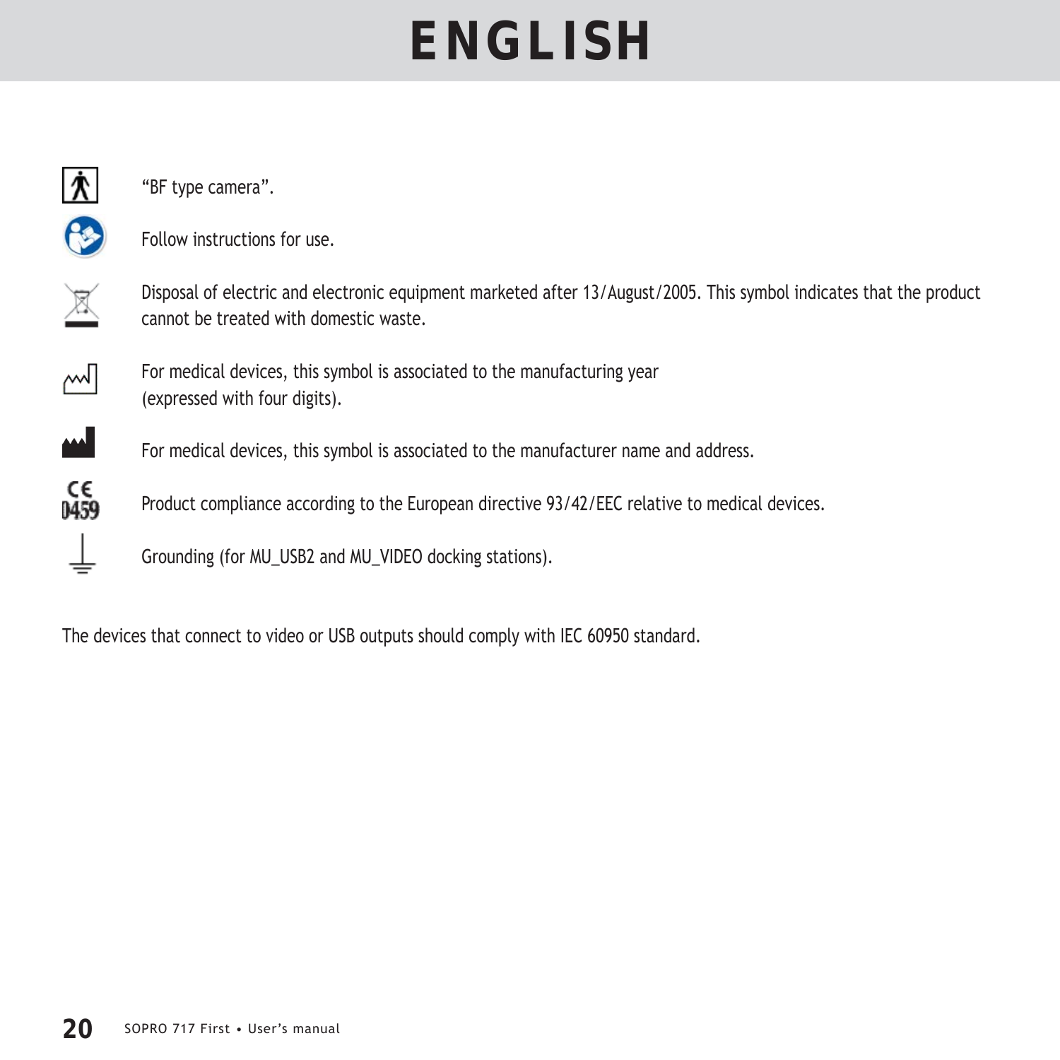# ENGLISH

"BF type camera".

Follow instructions for use.

Disposal of electric and electronic equipment marketed after 13/August/2005. This symbol indicates that the product cannot be treated with domestic waste.

For medical devices, this symbol is associated to the manufacturing year (expressed with four digits).

For medical devices, this symbol is associated to the manufacturer name and address.

CE 0459 Product compliance according to the European directive 93/42/EEC relative to medical devices.

Grounding (for MU_USB2 and MU_VIDEO docking stations).

The devices that connect to video or USB outputs should comply with IEC 60950 standard.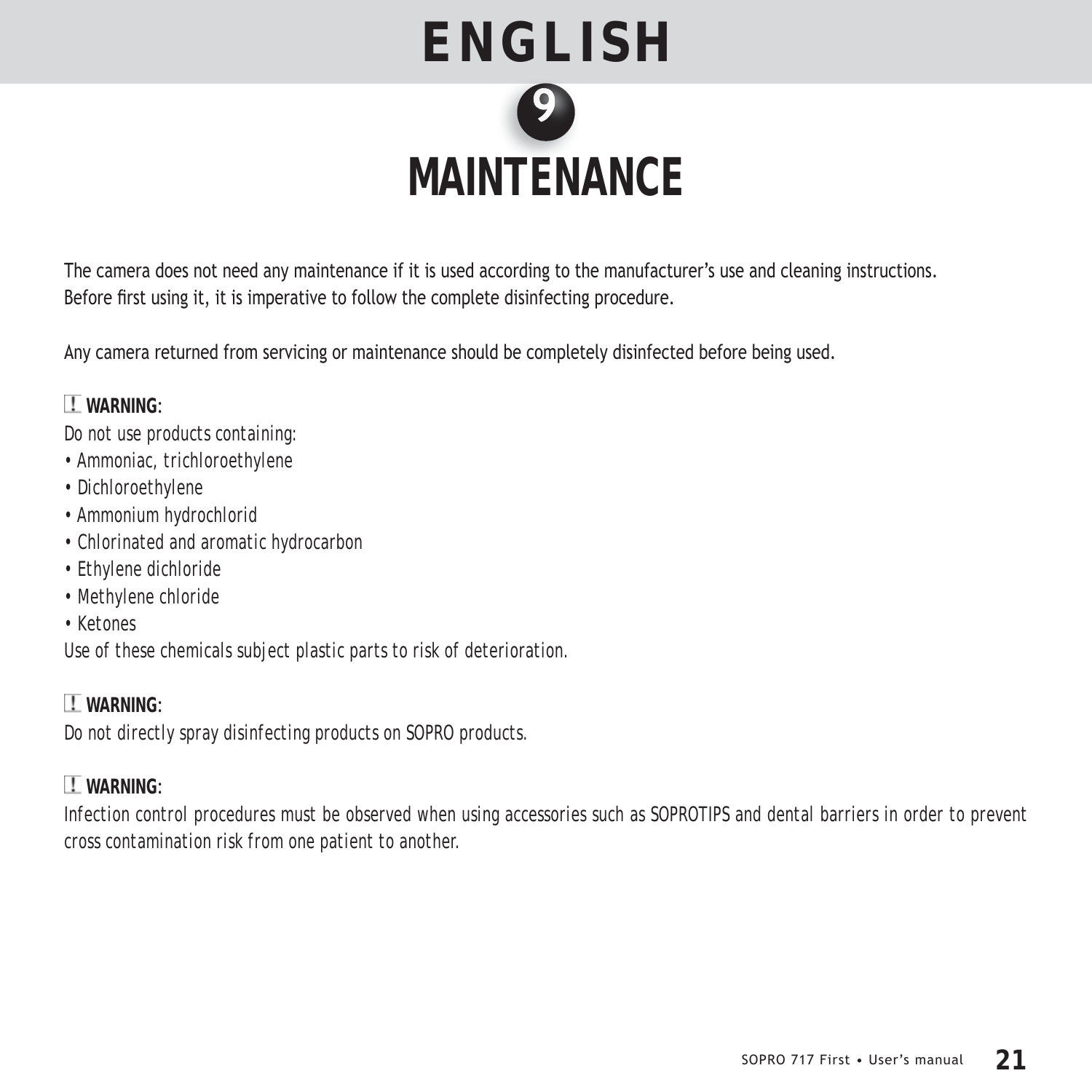# 9 MAINTENANCE

The camera does not need any maintenance if it is used according to the manufacturer's use and cleaning instructions. Before first using it, it is imperative to follow the complete disinfecting procedure.

Any camera returned from servicing or maintenance should be completely disinfected before being used.

**WARNING**:
*Do not use products containing:*

- *Ammoniac, trichloroethylene*
- *Dichloroethylene*
- *Ammonium hydrochlorid*
- *Chlorinated and aromatic hydrocarbon*
- *Ethylene dichloride*
- *Methylene chloride*
- *Ketones*

*Use of these chemicals subject plastic parts to risk of deterioration.*

**WARNING**:
*Do not directly spray disinfecting products on SOPRO products.*

**WARNING**:
*Infection control procedures must be observed when using accessories such as SOPROTIPS and dental barriers in order to prevent cross contamination risk from one patient to another.*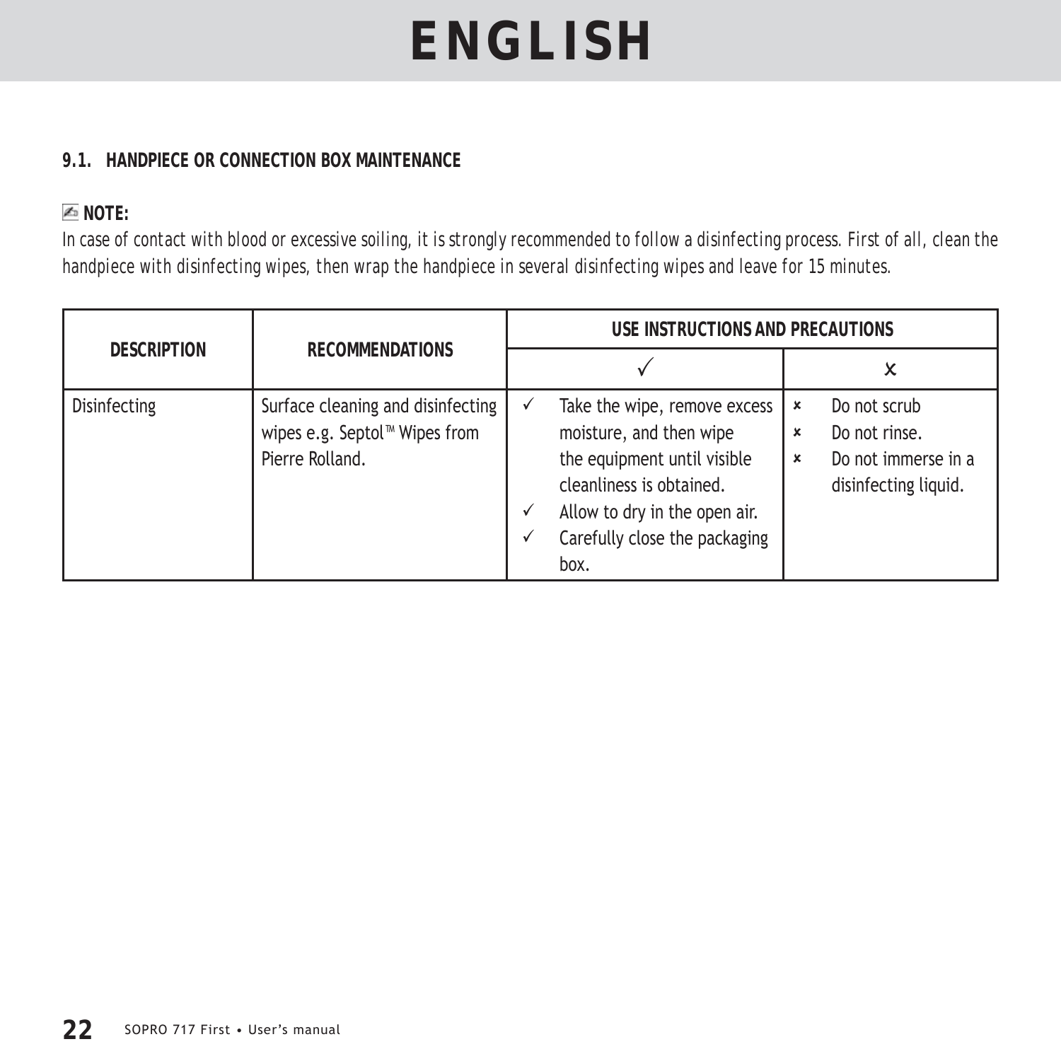### 9.1. HANDPIECE OR CONNECTION BOX MAINTENANCE

**NOTE:**

*In case of contact with blood or excessive soiling, it is strongly recommended to follow a disinfecting process. First of all, clean the handpiece with disinfecting wipes, then wrap the handpiece in several disinfecting wipes and leave for 15 minutes.*

| DESCRIPTION | RECOMMENDATIONS | USE INSTRUCTIONS AND PRECAUTIONS | |
|---|---|---|---|
| | | ✓ | x |
| Disinfecting | Surface cleaning and disinfecting wipes e.g. Septol™ Wipes from Pierre Rolland. | ✓ Take the wipe, remove excess moisture, and then wipe the equipment until visible cleanliness is obtained.<br>✓ Allow to dry in the open air.<br>✓ Carefully close the packaging box. | × Do not scrub<br>× Do not rinse.<br>× Do not immerse in a disinfecting liquid. |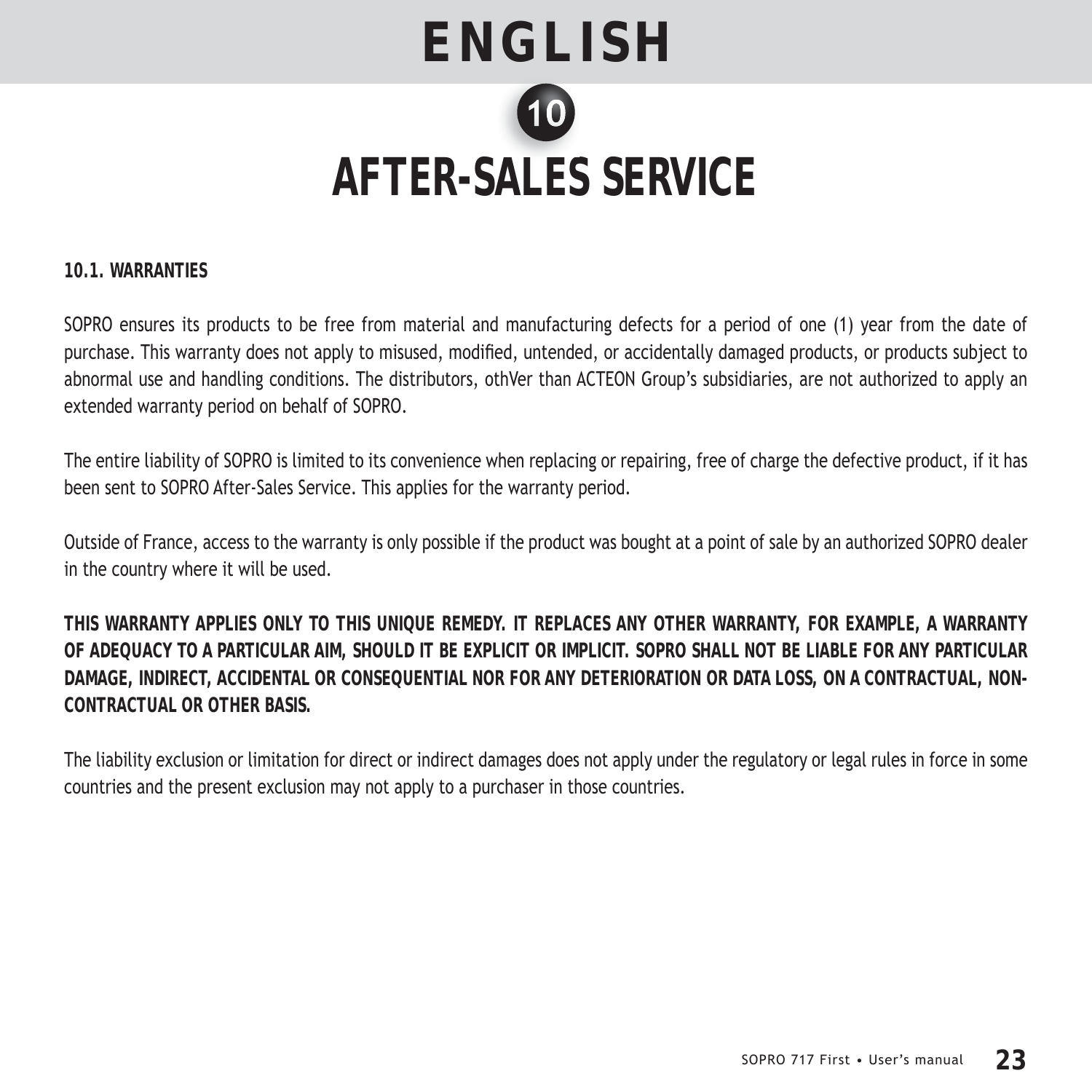# ENGLISH

## 10 AFTER-SALES SERVICE

### 10.1. WARRANTIES

SOPRO ensures its products to be free from material and manufacturing defects for a period of one (1) year from the date of purchase. This warranty does not apply to misused, modified, untended, or accidentally damaged products, or products subject to abnormal use and handling conditions. The distributors, othVer than ACTEON Group's subsidiaries, are not authorized to apply an extended warranty period on behalf of SOPRO.

The entire liability of SOPRO is limited to its convenience when replacing or repairing, free of charge the defective product, if it has been sent to SOPRO After-Sales Service. This applies for the warranty period.

Outside of France, access to the warranty is only possible if the product was bought at a point of sale by an authorized SOPRO dealer in the country where it will be used.

**THIS WARRANTY APPLIES ONLY TO THIS UNIQUE REMEDY. IT REPLACES ANY OTHER WARRANTY, FOR EXAMPLE, A WARRANTY OF ADEQUACY TO A PARTICULAR AIM, SHOULD IT BE EXPLICIT OR IMPLICIT. SOPRO SHALL NOT BE LIABLE FOR ANY PARTICULAR DAMAGE, INDIRECT, ACCIDENTAL OR CONSEQUENTIAL NOR FOR ANY DETERIORATION OR DATA LOSS, ON A CONTRACTUAL, NON-CONTRACTUAL OR OTHER BASIS.**

The liability exclusion or limitation for direct or indirect damages does not apply under the regulatory or legal rules in force in some countries and the present exclusion may not apply to a purchaser in those countries.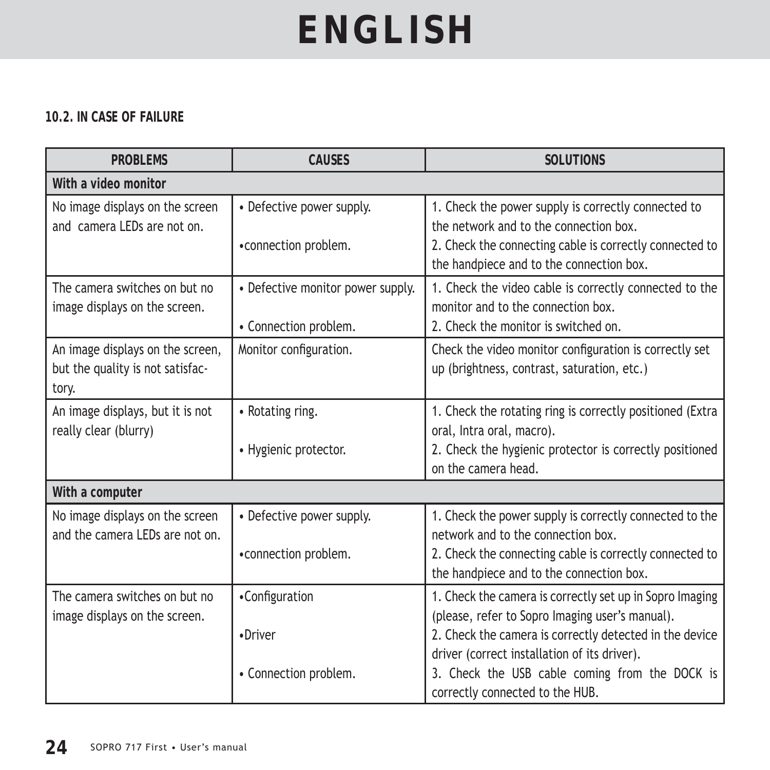## 10.2. IN CASE OF FAILURE

| PROBLEMS | CAUSES | SOLUTIONS |
| --- | --- | --- |
| **With a video monitor** | | |
| No image displays on the screen and  camera LEDs are not on. | • Defective power supply.<br><br>•connection problem. | 1. Check the power supply is correctly connected to the network and to the connection box.<br>2. Check the connecting cable is correctly connected to the handpiece and to the connection box. |
| The camera switches on but no image displays on the screen. | • Defective monitor power supply.<br><br>• Connection problem. | 1. Check the video cable is correctly connected to the monitor and to the connection box.<br>2. Check the monitor is switched on. |
| An image displays on the screen, but the quality is not satisfac-tory. | Monitor configuration. | Check the video monitor configuration is correctly set up (brightness, contrast, saturation, etc.) |
| An image displays, but it is not really clear (blurry) | • Rotating ring.<br><br>• Hygienic protector. | 1. Check the rotating ring is correctly positioned (Extra oral, Intra oral, macro).<br>2. Check the hygienic protector is correctly positioned on the camera head. |
| **With a computer** | | |
| No image displays on the screen and the camera LEDs are not on. | • Defective power supply.<br><br>•connection problem. | 1. Check the power supply is correctly connected to the network and to the connection box.<br>2. Check the connecting cable is correctly connected to the handpiece and to the connection box. |
| The camera switches on but no image displays on the screen. | •Configuration<br><br>•Driver<br><br>• Connection problem. | 1. Check the camera is correctly set up in Sopro Imaging (please, refer to Sopro Imaging user's manual).<br>2. Check the camera is correctly detected in the device driver (correct installation of its driver).<br>3. Check the USB cable coming from the DOCK is correctly connected to the HUB. |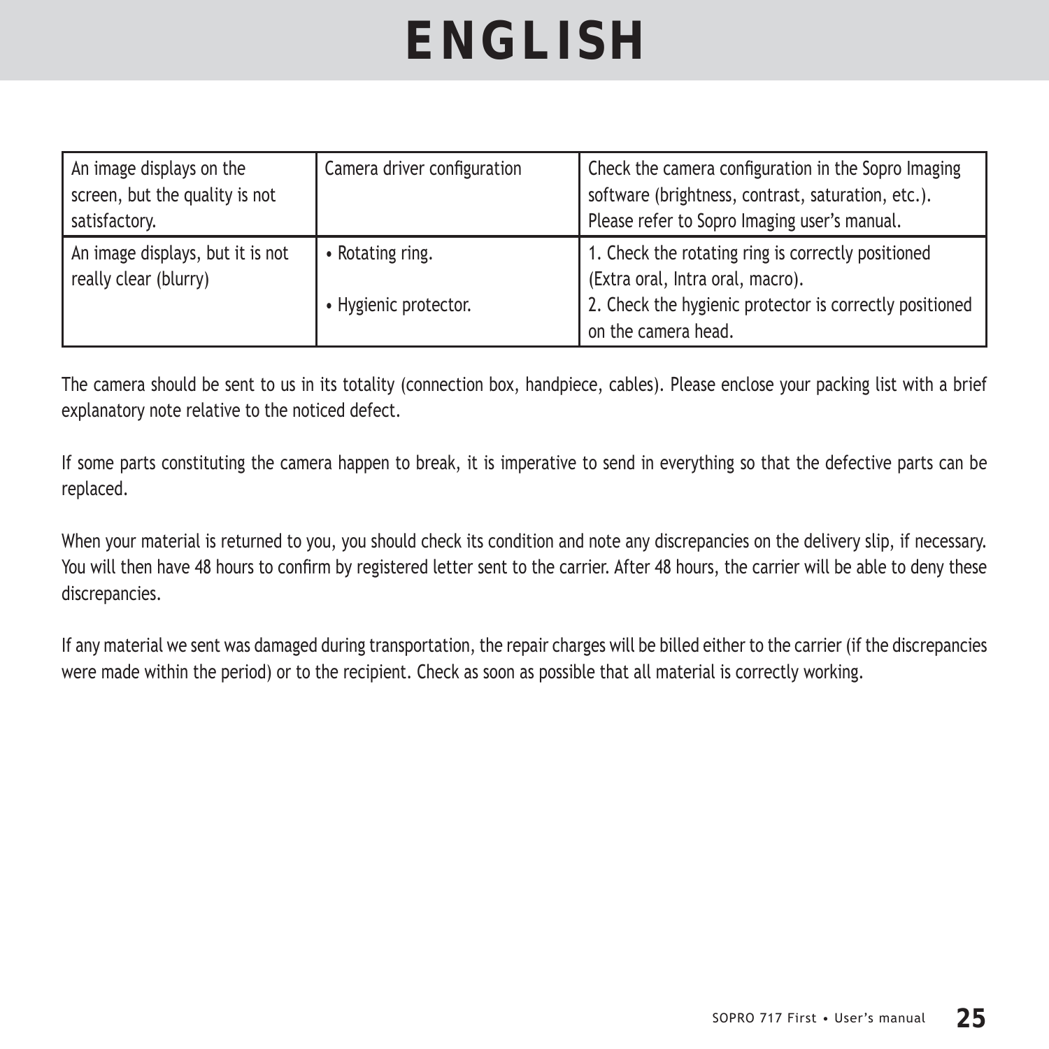| An image displays on the screen, but the quality is not satisfactory. | Camera driver configuration | Check the camera configuration in the Sopro Imaging software (brightness, contrast, saturation, etc.). Please refer to Sopro Imaging user's manual. |
|---|---|---|
| An image displays, but it is not really clear (blurry) | • Rotating ring.<br>• Hygienic protector. | 1. Check the rotating ring is correctly positioned (Extra oral, Intra oral, macro).<br>2. Check the hygienic protector is correctly positioned on the camera head. |

The camera should be sent to us in its totality (connection box, handpiece, cables). Please enclose your packing list with a brief explanatory note relative to the noticed defect.

If some parts constituting the camera happen to break, it is imperative to send in everything so that the defective parts can be replaced.

When your material is returned to you, you should check its condition and note any discrepancies on the delivery slip, if necessary. You will then have 48 hours to confirm by registered letter sent to the carrier. After 48 hours, the carrier will be able to deny these discrepancies.

If any material we sent was damaged during transportation, the repair charges will be billed either to the carrier (if the discrepancies were made within the period) or to the recipient. Check as soon as possible that all material is correctly working.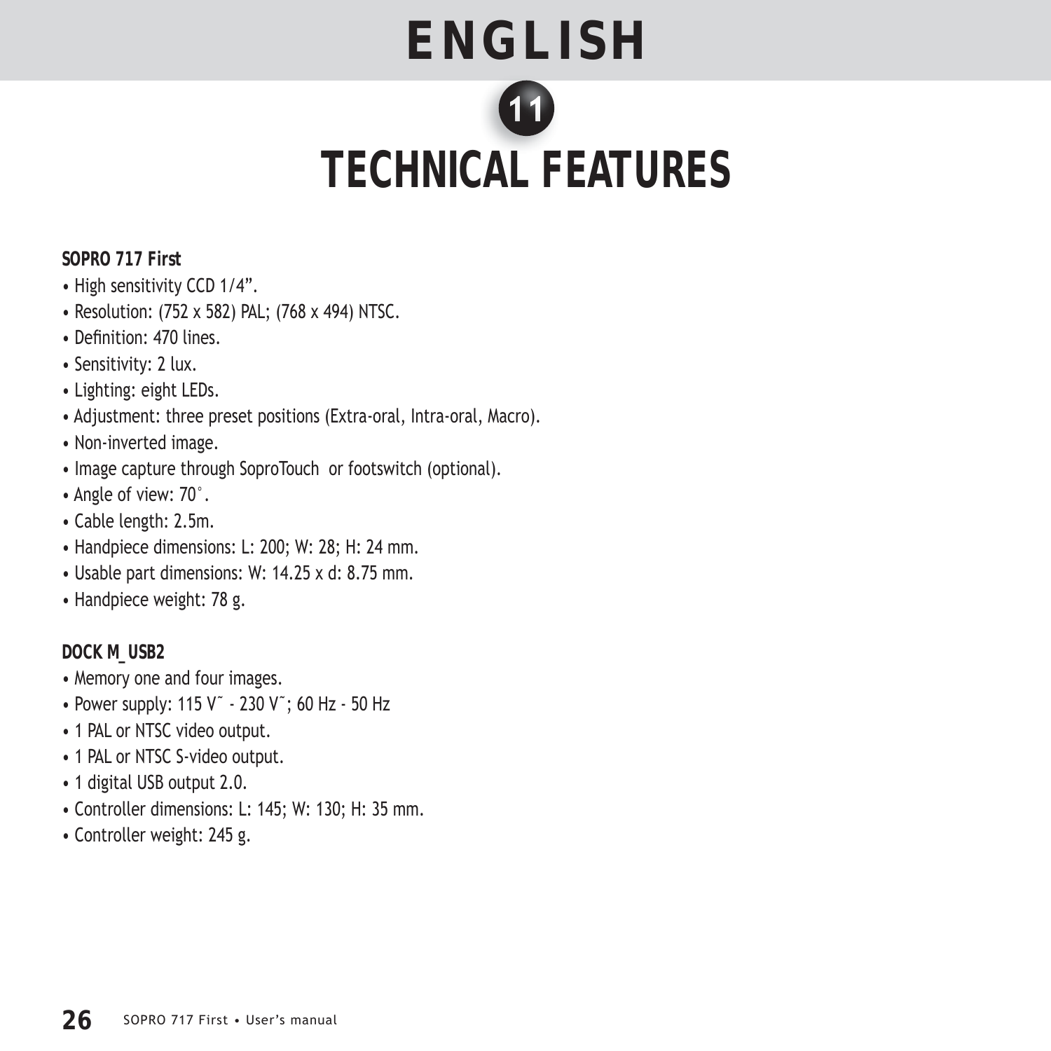# ENGLISH

## 11 TECHNICAL FEATURES

***SOPRO 717 First***

- High sensitivity CCD 1/4”.
- Resolution: (752 x 582) PAL; (768 x 494) NTSC.
- Definition: 470 lines.
- Sensitivity: 2 lux.
- Lighting: eight LEDs.
- Adjustment: three preset positions (Extra-oral, Intra-oral, Macro).
- Non-inverted image.
- Image capture through SoproTouch  or footswitch (optional).
- Angle of view: 70˚.
- Cable length: 2.5m.
- Handpiece dimensions: L: 200; W: 28; H: 24 mm.
- Usable part dimensions: W: 14.25 x d: 8.75 mm.
- Handpiece weight: 78 g.

***DOCK M_USB2***

- Memory one and four images.
- Power supply: 115 V˜ - 230 V˜; 60 Hz - 50 Hz
- 1 PAL or NTSC video output.
- 1 PAL or NTSC S-video output.
- 1 digital USB output 2.0.
- Controller dimensions: L: 145; W: 130; H: 35 mm.
- Controller weight: 245 g.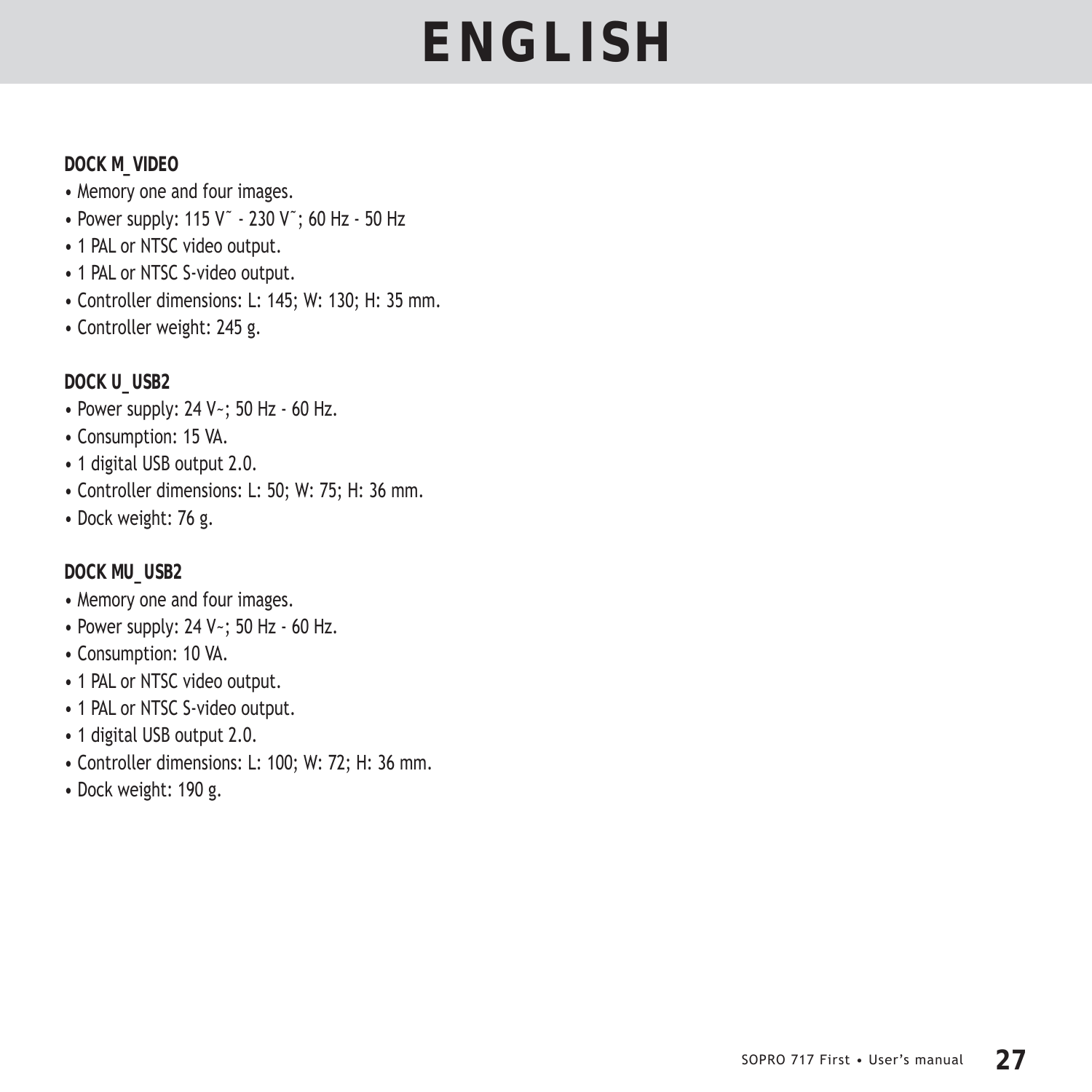# ENGLISH

**DOCK M_VIDEO**

- Memory one and four images.
- Power supply: 115 V˜ - 230 V˜; 60 Hz - 50 Hz
- 1 PAL or NTSC video output.
- 1 PAL or NTSC S-video output.
- Controller dimensions: L: 145; W: 130; H: 35 mm.
- Controller weight: 245 g.

**DOCK U_USB2**

- Power supply: 24 V~; 50 Hz - 60 Hz.
- Consumption: 15 VA.
- 1 digital USB output 2.0.
- Controller dimensions: L: 50; W: 75; H: 36 mm.
- Dock weight: 76 g.

**DOCK MU_USB2**

- Memory one and four images.
- Power supply: 24 V~; 50 Hz - 60 Hz.
- Consumption: 10 VA.
- 1 PAL or NTSC video output.
- 1 PAL or NTSC S-video output.
- 1 digital USB output 2.0.
- Controller dimensions: L: 100; W: 72; H: 36 mm.
- Dock weight: 190 g.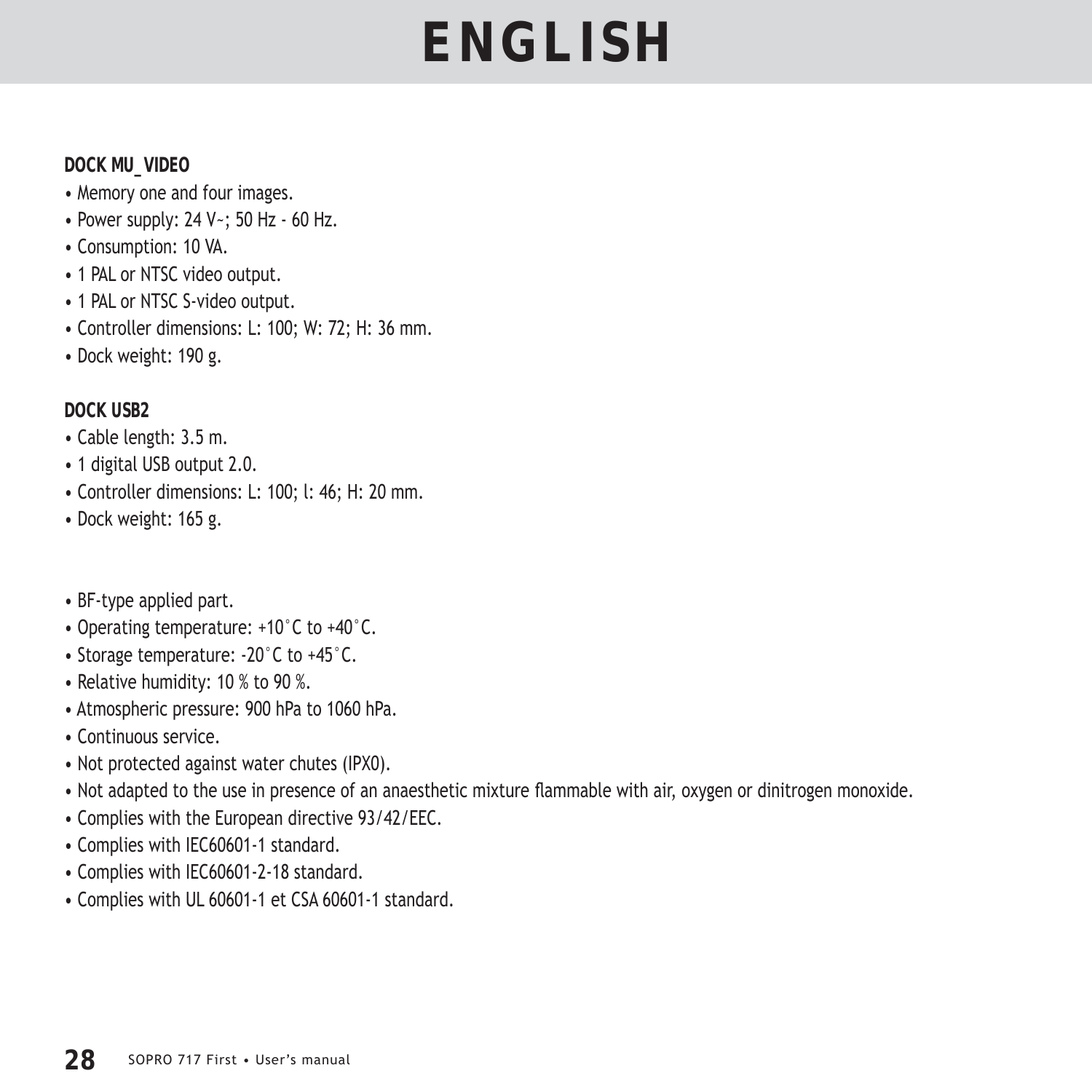# ENGLISH

**DOCK MU_VIDEO**

- Memory one and four images.
- Power supply: 24 V~; 50 Hz - 60 Hz.
- Consumption: 10 VA.
- 1 PAL or NTSC video output.
- 1 PAL or NTSC S-video output.
- Controller dimensions: L: 100; W: 72; H: 36 mm.
- Dock weight: 190 g.

**DOCK USB2**

- Cable length: 3.5 m.
- 1 digital USB output 2.0.
- Controller dimensions: L: 100; l: 46; H: 20 mm.
- Dock weight: 165 g.

- BF-type applied part.
- Operating temperature: +10°C to +40°C.
- Storage temperature: -20°C to +45°C.
- Relative humidity: 10 % to 90 %.
- Atmospheric pressure: 900 hPa to 1060 hPa.
- Continuous service.
- Not protected against water chutes (IPX0).
- Not adapted to the use in presence of an anaesthetic mixture flammable with air, oxygen or dinitrogen monoxide.
- Complies with the European directive 93/42/EEC.
- Complies with IEC60601-1 standard.
- Complies with IEC60601-2-18 standard.
- Complies with UL 60601-1 et CSA 60601-1 standard.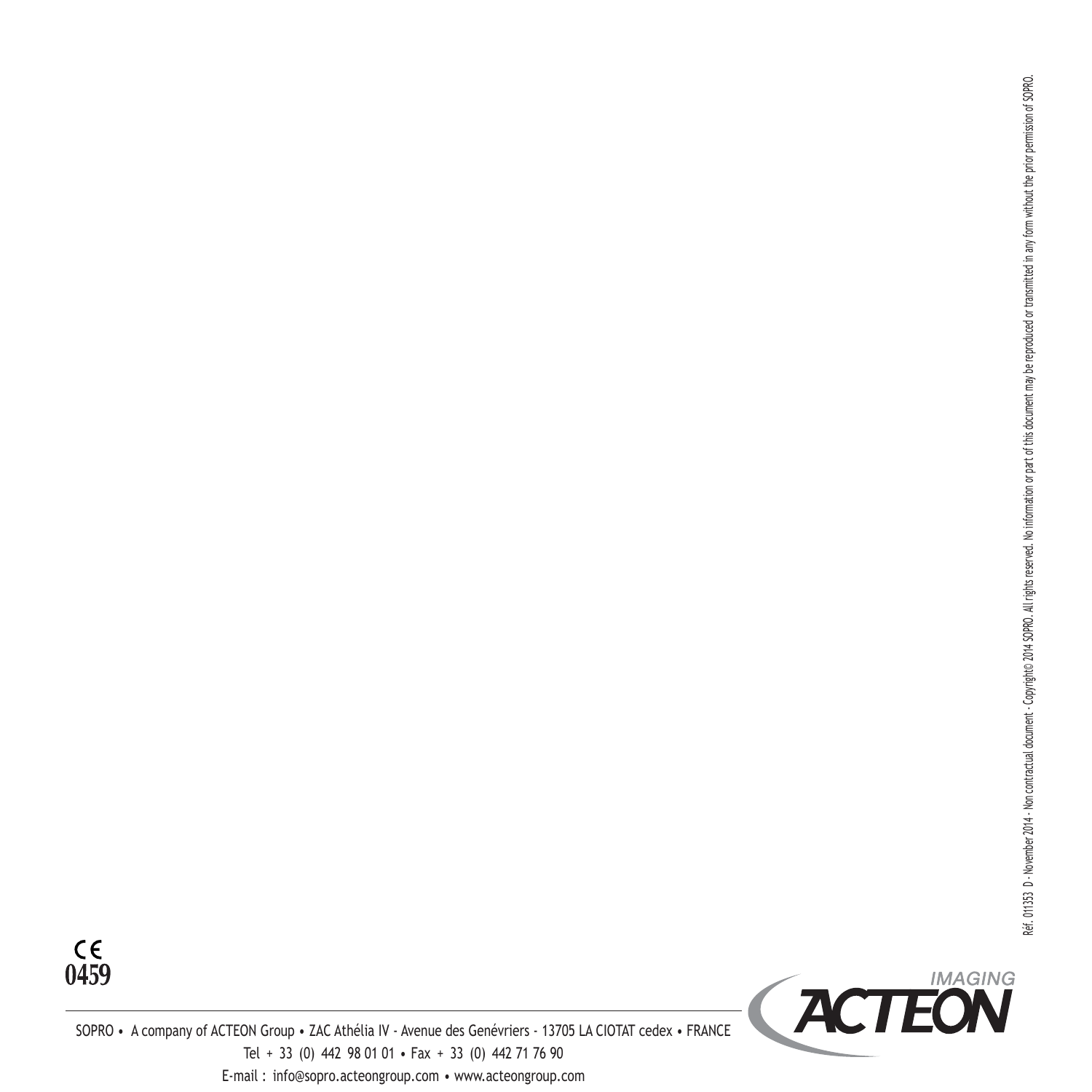Réf. 01353 D - November 2014 - Non contractual document - Copyright© 2014 SOPRO. All rights reserved. No information or part of this document may be reproduced or transmitted in any form without the prior permission of SOPRO.

CE
0459

IMAGING
ACTEON

SOPRO • A company of ACTEON Group • ZAC Athélia IV - Avenue des Genévriers - 13705 LA CIOTAT cedex • FRANCE
Tel + 33 (0) 442 98 01 01 • Fax + 33 (0) 442 71 76 90
E-mail : info@sopro.acteongroup.com • www.acteongroup.com